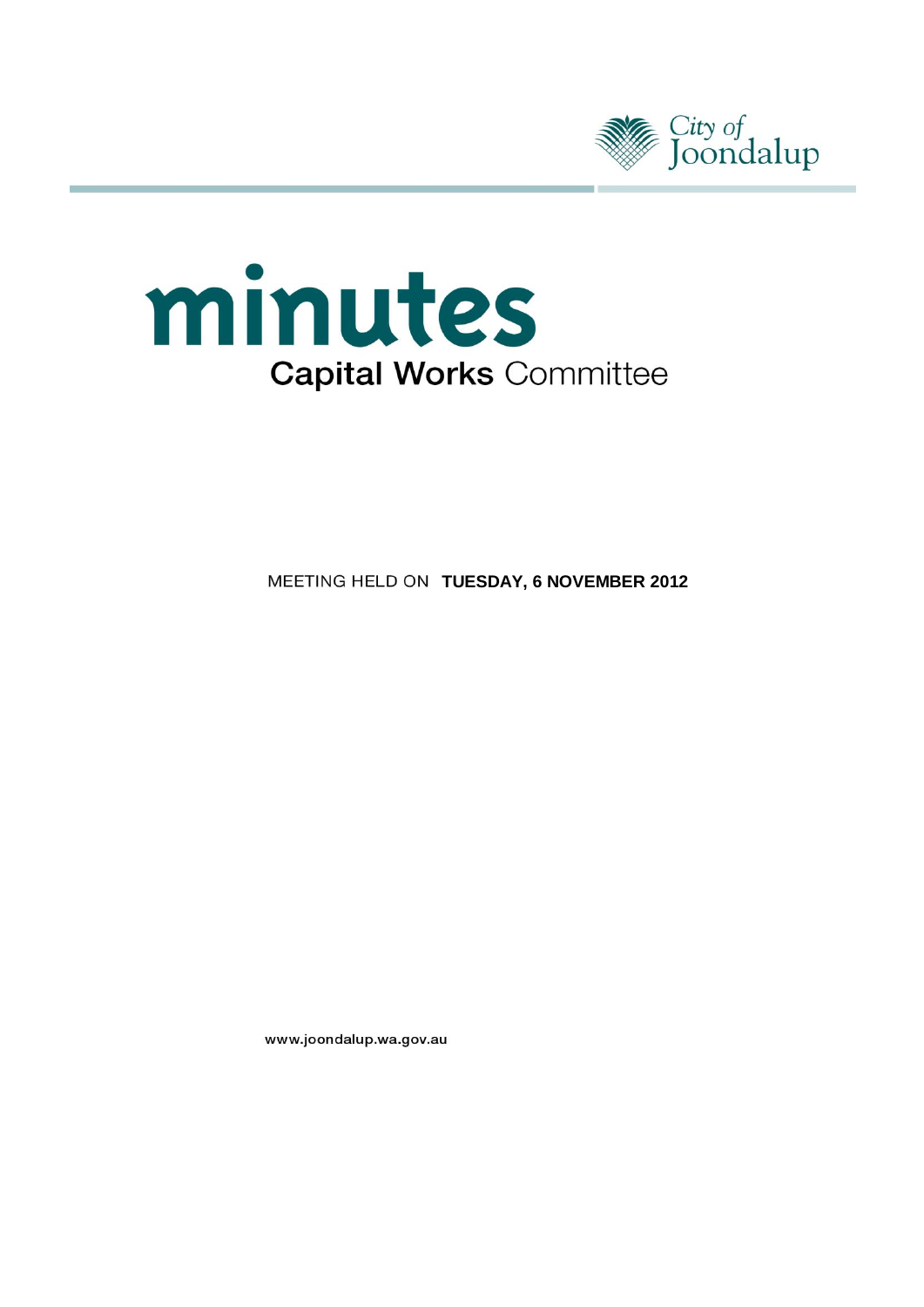City of Joondalup

# minutes

## Capital Works Committee

MEETING HELD ON **TUESDAY, 6 NOVEMBER 2012**

www.joondalup.wa.gov.au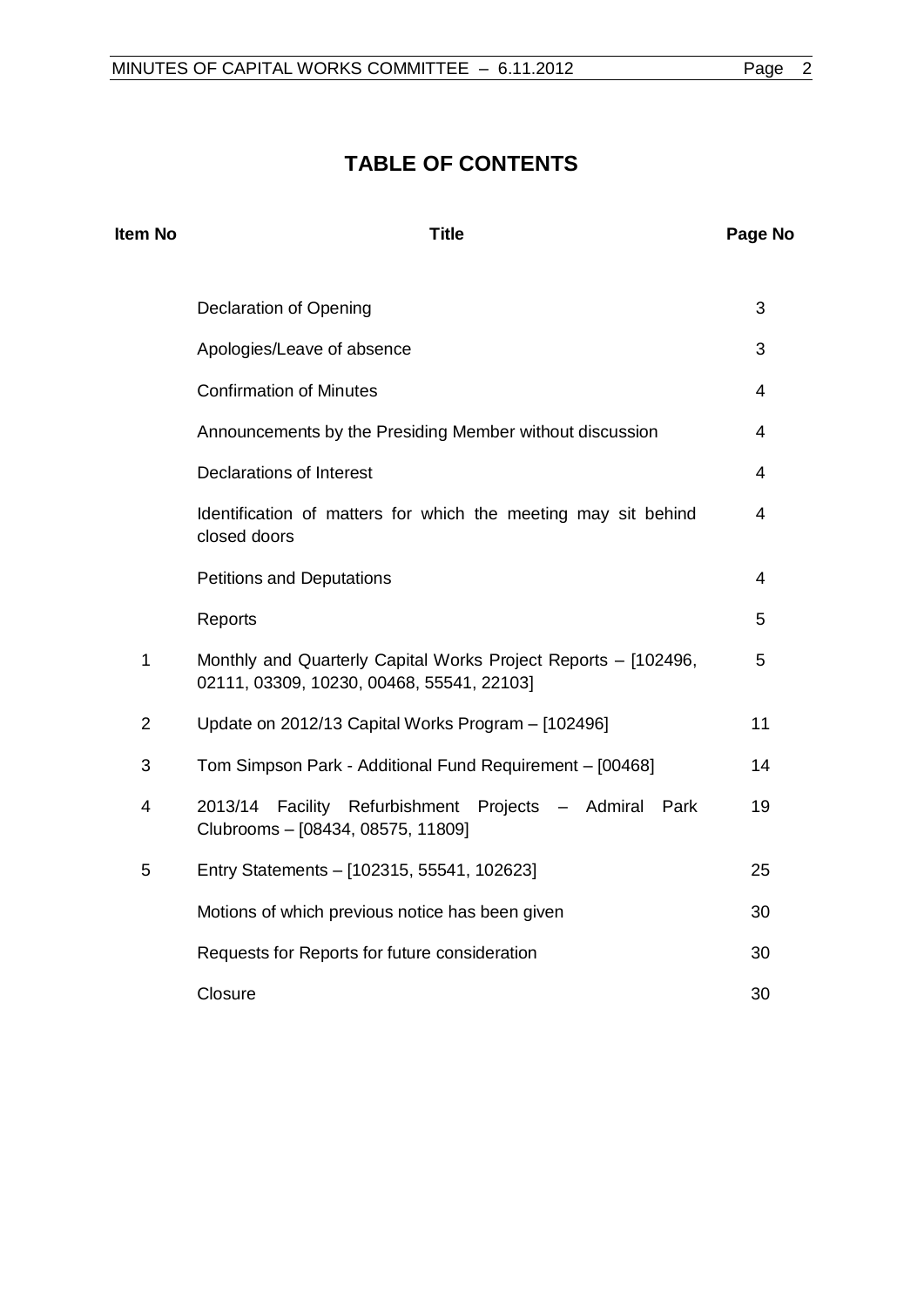# TABLE OF CONTENTS

| Item No | Title | Page No |
|---|---|---|
| | Declaration of Opening | 3 |
| | Apologies/Leave of absence | 3 |
| | Confirmation of Minutes | 4 |
| | Announcements by the Presiding Member without discussion | 4 |
| | Declarations of Interest | 4 |
| | Identification of matters for which the meeting may sit behind closed doors | 4 |
| | Petitions and Deputations | 4 |
| | Reports | 5 |
| 1 | Monthly and Quarterly Capital Works Project Reports – [102496, 02111, 03309, 10230, 00468, 55541, 22103] | 5 |
| 2 | Update on 2012/13 Capital Works Program – [102496] | 11 |
| 3 | Tom Simpson Park - Additional Fund Requirement – [00468] | 14 |
| 4 | 2013/14 Facility Refurbishment Projects – Admiral Park Clubrooms – [08434, 08575, 11809] | 19 |
| 5 | Entry Statements – [102315, 55541, 102623] | 25 |
| | Motions of which previous notice has been given | 30 |
| | Requests for Reports for future consideration | 30 |
| | Closure | 30 |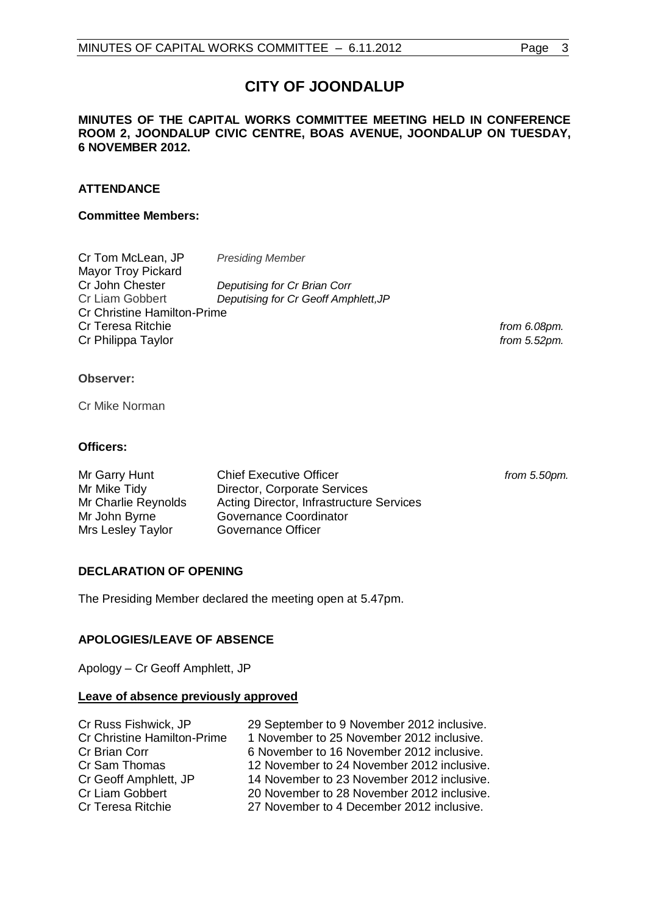# CITY OF JOONDALUP

**MINUTES OF THE CAPITAL WORKS COMMITTEE MEETING HELD IN CONFERENCE ROOM 2, JOONDALUP CIVIC CENTRE, BOAS AVENUE, JOONDALUP ON TUESDAY, 6 NOVEMBER 2012.**

## ATTENDANCE

### Committee Members:

| | | |
|---|---|---|
| Cr Tom McLean, JP | *Presiding Member* | |
| Mayor Troy Pickard | | |
| Cr John Chester | *Deputising for Cr Brian Corr* | |
| Cr Liam Gobbert | *Deputising for Cr Geoff Amphlett,JP* | |
| Cr Christine Hamilton-Prime | | |
| Cr Teresa Ritchie | | *from 6.08pm.* |
| Cr Philippa Taylor | | *from 5.52pm.* |

**Observer:**

Cr Mike Norman

### Officers:

| | | |
|---|---|---|
| Mr Garry Hunt | Chief Executive Officer | *from 5.50pm.* |
| Mr Mike Tidy | Director, Corporate Services | |
| Mr Charlie Reynolds | Acting Director, Infrastructure Services | |
| Mr John Byrne | Governance Coordinator | |
| Mrs Lesley Taylor | Governance Officer | |

## DECLARATION OF OPENING

The Presiding Member declared the meeting open at 5.47pm.

## APOLOGIES/LEAVE OF ABSENCE

Apology – Cr Geoff Amphlett, JP

**Leave of absence previously approved**

| | |
|---|---|
| Cr Russ Fishwick, JP | 29 September to 9 November 2012 inclusive. |
| Cr Christine Hamilton-Prime | 1 November to 25 November 2012 inclusive. |
| Cr Brian Corr | 6 November to 16 November 2012 inclusive. |
| Cr Sam Thomas | 12 November to 24 November 2012 inclusive. |
| Cr Geoff Amphlett, JP | 14 November to 23 November 2012 inclusive. |
| Cr Liam Gobbert | 20 November to 28 November 2012 inclusive. |
| Cr Teresa Ritchie | 27 November to 4 December 2012 inclusive. |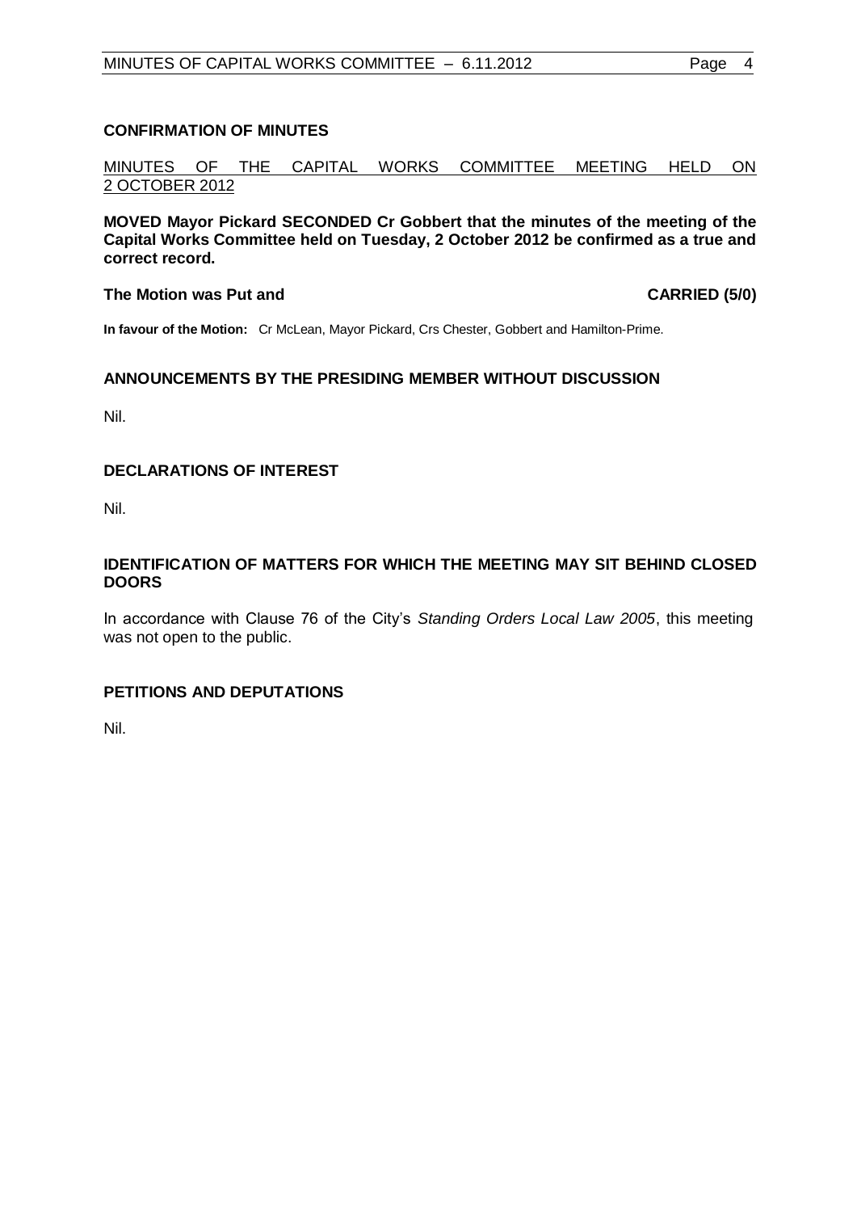## CONFIRMATION OF MINUTES

MINUTES OF THE CAPITAL WORKS COMMITTEE MEETING HELD ON 2 OCTOBER 2012

**MOVED Mayor Pickard SECONDED Cr Gobbert that the minutes of the meeting of the Capital Works Committee held on Tuesday, 2 October 2012 be confirmed as a true and correct record.**

**The Motion was Put and CARRIED (5/0)**

**In favour of the Motion:** Cr McLean, Mayor Pickard, Crs Chester, Gobbert and Hamilton-Prime.

## ANNOUNCEMENTS BY THE PRESIDING MEMBER WITHOUT DISCUSSION

Nil.

## DECLARATIONS OF INTEREST

Nil.

## IDENTIFICATION OF MATTERS FOR WHICH THE MEETING MAY SIT BEHIND CLOSED DOORS

In accordance with Clause 76 of the City's *Standing Orders Local Law 2005*, this meeting was not open to the public.

## PETITIONS AND DEPUTATIONS

Nil.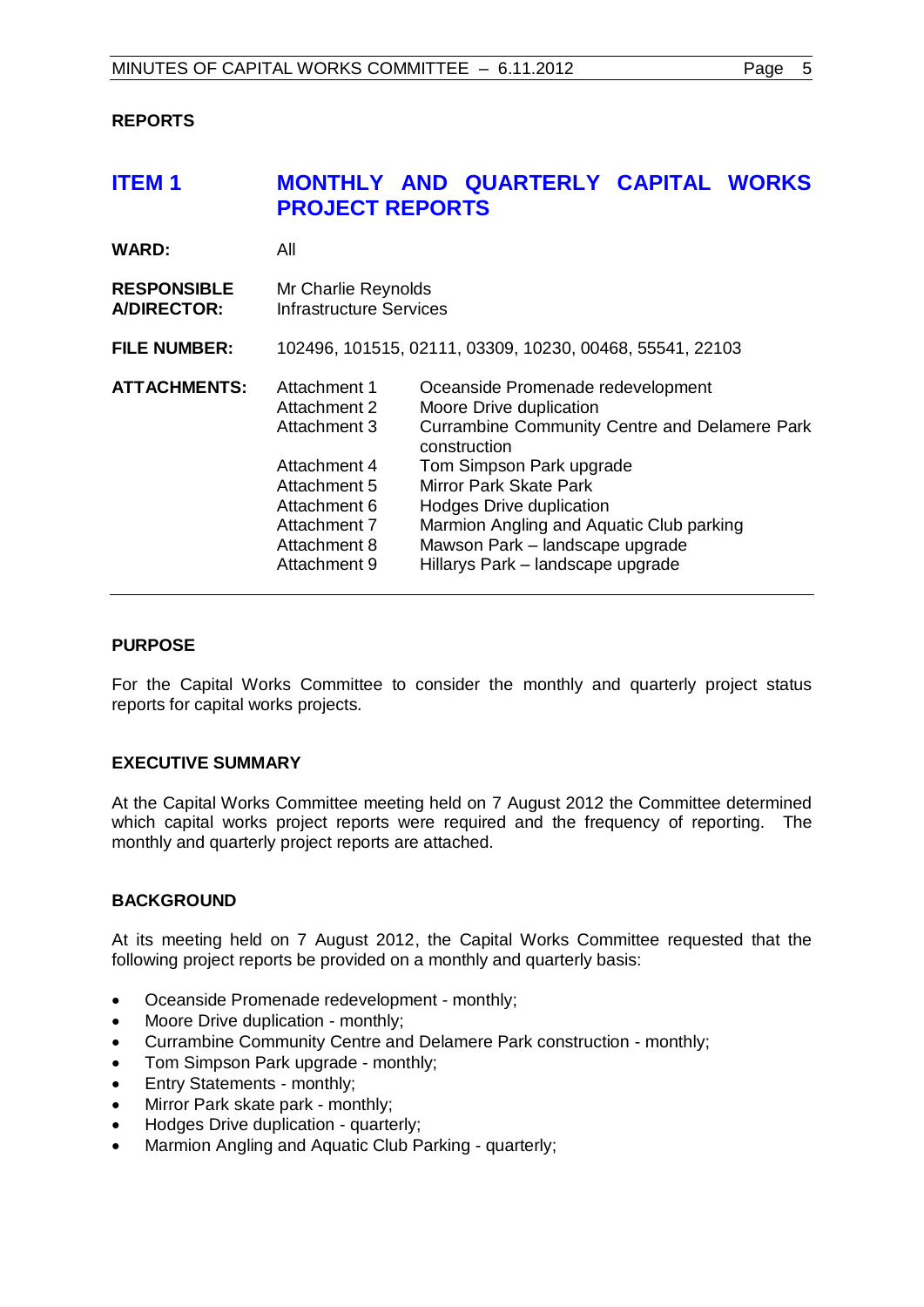## REPORTS

## ITEM 1 MONTHLY AND QUARTERLY CAPITAL WORKS PROJECT REPORTS

| | |
|---|---|
| **WARD:** | All |
| **RESPONSIBLE A/DIRECTOR:** | Mr Charlie Reynolds<br>Infrastructure Services |
| **FILE NUMBER:** | 102496, 101515, 02111, 03309, 10230, 00468, 55541, 22103 |

**ATTACHMENTS:**

| | |
|---|---|
| Attachment 1 | Oceanside Promenade redevelopment |
| Attachment 2 | Moore Drive duplication |
| Attachment 3 | Currambine Community Centre and Delamere Park construction |
| Attachment 4 | Tom Simpson Park upgrade |
| Attachment 5 | Mirror Park Skate Park |
| Attachment 6 | Hodges Drive duplication |
| Attachment 7 | Marmion Angling and Aquatic Club parking |
| Attachment 8 | Mawson Park – landscape upgrade |
| Attachment 9 | Hillarys Park – landscape upgrade |

### PURPOSE

For the Capital Works Committee to consider the monthly and quarterly project status reports for capital works projects.

### EXECUTIVE SUMMARY

At the Capital Works Committee meeting held on 7 August 2012 the Committee determined which capital works project reports were required and the frequency of reporting. The monthly and quarterly project reports are attached.

### BACKGROUND

At its meeting held on 7 August 2012, the Capital Works Committee requested that the following project reports be provided on a monthly and quarterly basis:

- Oceanside Promenade redevelopment - monthly;
- Moore Drive duplication - monthly;
- Currambine Community Centre and Delamere Park construction - monthly;
- Tom Simpson Park upgrade - monthly;
- Entry Statements - monthly;
- Mirror Park skate park - monthly;
- Hodges Drive duplication - quarterly;
- Marmion Angling and Aquatic Club Parking - quarterly;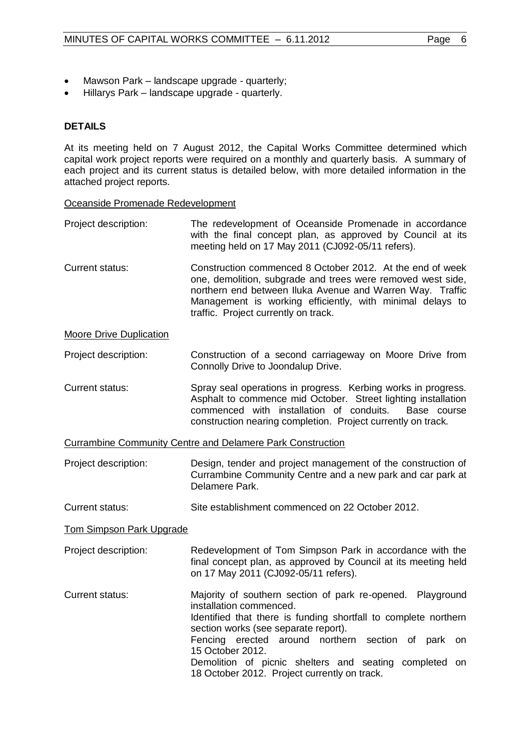- Mawson Park – landscape upgrade - quarterly;
- Hillarys Park – landscape upgrade - quarterly.

**DETAILS**

At its meeting held on 7 August 2012, the Capital Works Committee determined which capital work project reports were required on a monthly and quarterly basis. A summary of each project and its current status is detailed below, with more detailed information in the attached project reports.

Oceanside Promenade Redevelopment

Project description: The redevelopment of Oceanside Promenade in accordance with the final concept plan, as approved by Council at its meeting held on 17 May 2011 (CJ092-05/11 refers).

Current status: Construction commenced 8 October 2012. At the end of week one, demolition, subgrade and trees were removed west side, northern end between Iluka Avenue and Warren Way. Traffic Management is working efficiently, with minimal delays to traffic. Project currently on track.

Moore Drive Duplication

Project description: Construction of a second carriageway on Moore Drive from Connolly Drive to Joondalup Drive.

Current status: Spray seal operations in progress. Kerbing works in progress. Asphalt to commence mid October. Street lighting installation commenced with installation of conduits. Base course construction nearing completion. Project currently on track.

Currambine Community Centre and Delamere Park Construction

Project description: Design, tender and project management of the construction of Currambine Community Centre and a new park and car park at Delamere Park.

Current status: Site establishment commenced on 22 October 2012.

Tom Simpson Park Upgrade

Project description: Redevelopment of Tom Simpson Park in accordance with the final concept plan, as approved by Council at its meeting held on 17 May 2011 (CJ092-05/11 refers).

Current status: Majority of southern section of park re-opened. Playground installation commenced.
Identified that there is funding shortfall to complete northern section works (see separate report).
Fencing erected around northern section of park on 15 October 2012.
Demolition of picnic shelters and seating completed on 18 October 2012. Project currently on track.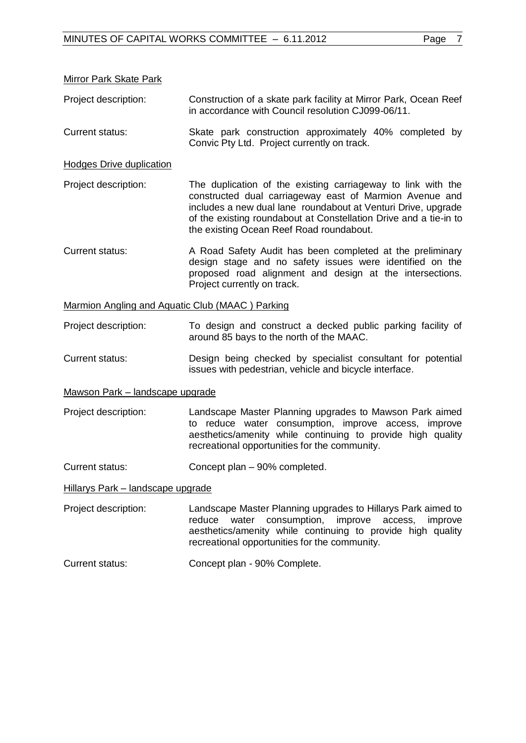Mirror Park Skate Park

Project description: Construction of a skate park facility at Mirror Park, Ocean Reef in accordance with Council resolution CJ099-06/11.

Current status: Skate park construction approximately 40% completed by Convic Pty Ltd. Project currently on track.

Hodges Drive duplication

Project description: The duplication of the existing carriageway to link with the constructed dual carriageway east of Marmion Avenue and includes a new dual lane roundabout at Venturi Drive, upgrade of the existing roundabout at Constellation Drive and a tie-in to the existing Ocean Reef Road roundabout.

Current status: A Road Safety Audit has been completed at the preliminary design stage and no safety issues were identified on the proposed road alignment and design at the intersections. Project currently on track.

Marmion Angling and Aquatic Club (MAAC ) Parking

Project description: To design and construct a decked public parking facility of around 85 bays to the north of the MAAC.

Current status: Design being checked by specialist consultant for potential issues with pedestrian, vehicle and bicycle interface.

Mawson Park – landscape upgrade

Project description: Landscape Master Planning upgrades to Mawson Park aimed to reduce water consumption, improve access, improve aesthetics/amenity while continuing to provide high quality recreational opportunities for the community.

Current status: Concept plan – 90% completed.

Hillarys Park – landscape upgrade

Project description: Landscape Master Planning upgrades to Hillarys Park aimed to reduce water consumption, improve access, improve aesthetics/amenity while continuing to provide high quality recreational opportunities for the community.

Current status: Concept plan - 90% Complete.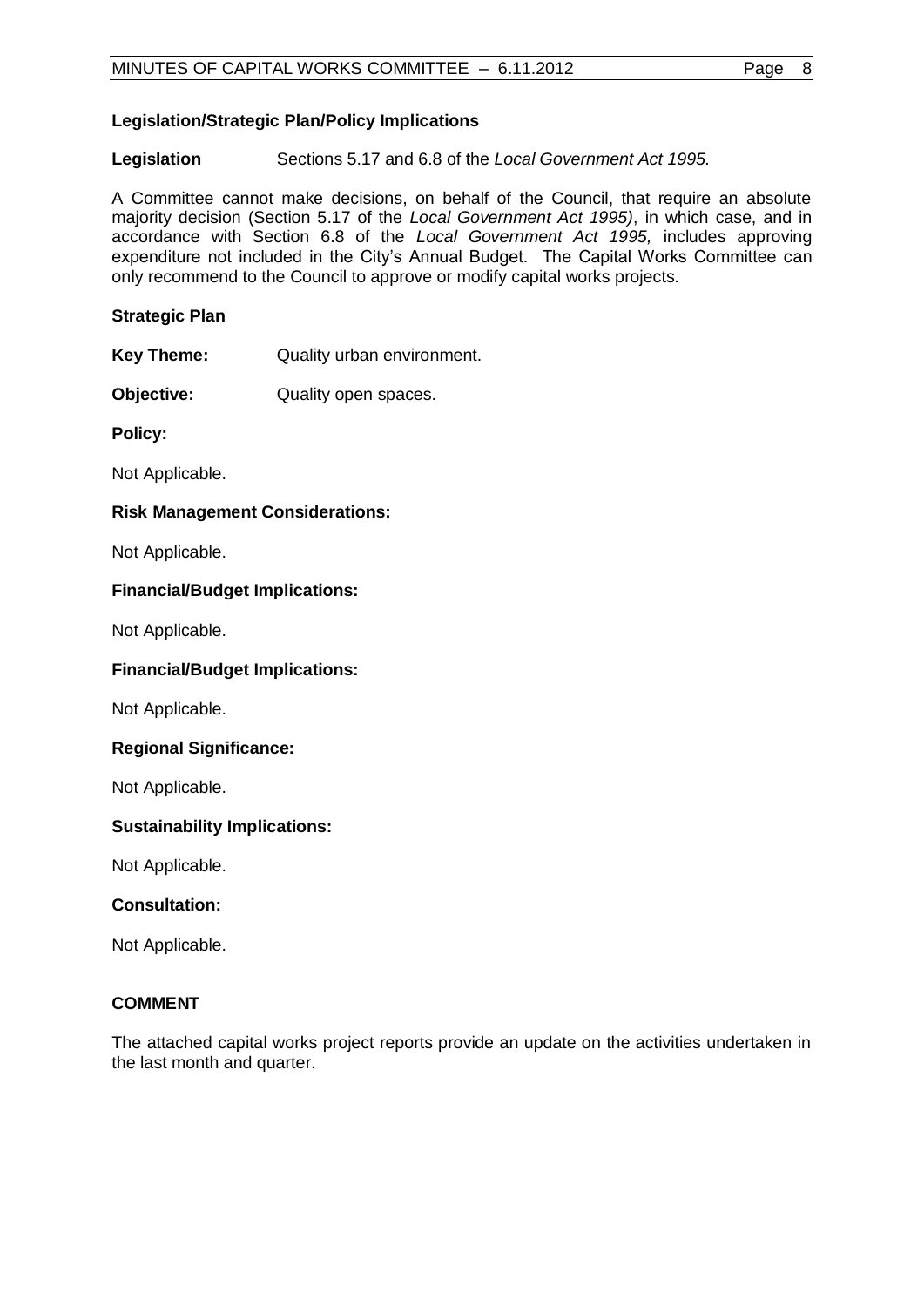**Legislation/Strategic Plan/Policy Implications**

**Legislation** Sections 5.17 and 6.8 of the *Local Government Act 1995.*

A Committee cannot make decisions, on behalf of the Council, that require an absolute majority decision (Section 5.17 of the *Local Government Act 1995)*, in which case, and in accordance with Section 6.8 of the *Local Government Act 1995,* includes approving expenditure not included in the City's Annual Budget. The Capital Works Committee can only recommend to the Council to approve or modify capital works projects.

**Strategic Plan**

**Key Theme:** Quality urban environment.

**Objective:** Quality open spaces.

**Policy:**

Not Applicable.

**Risk Management Considerations:**

Not Applicable.

**Financial/Budget Implications:**

Not Applicable.

**Financial/Budget Implications:**

Not Applicable.

**Regional Significance:**

Not Applicable.

**Sustainability Implications:**

Not Applicable.

**Consultation:**

Not Applicable.

**COMMENT**

The attached capital works project reports provide an update on the activities undertaken in the last month and quarter.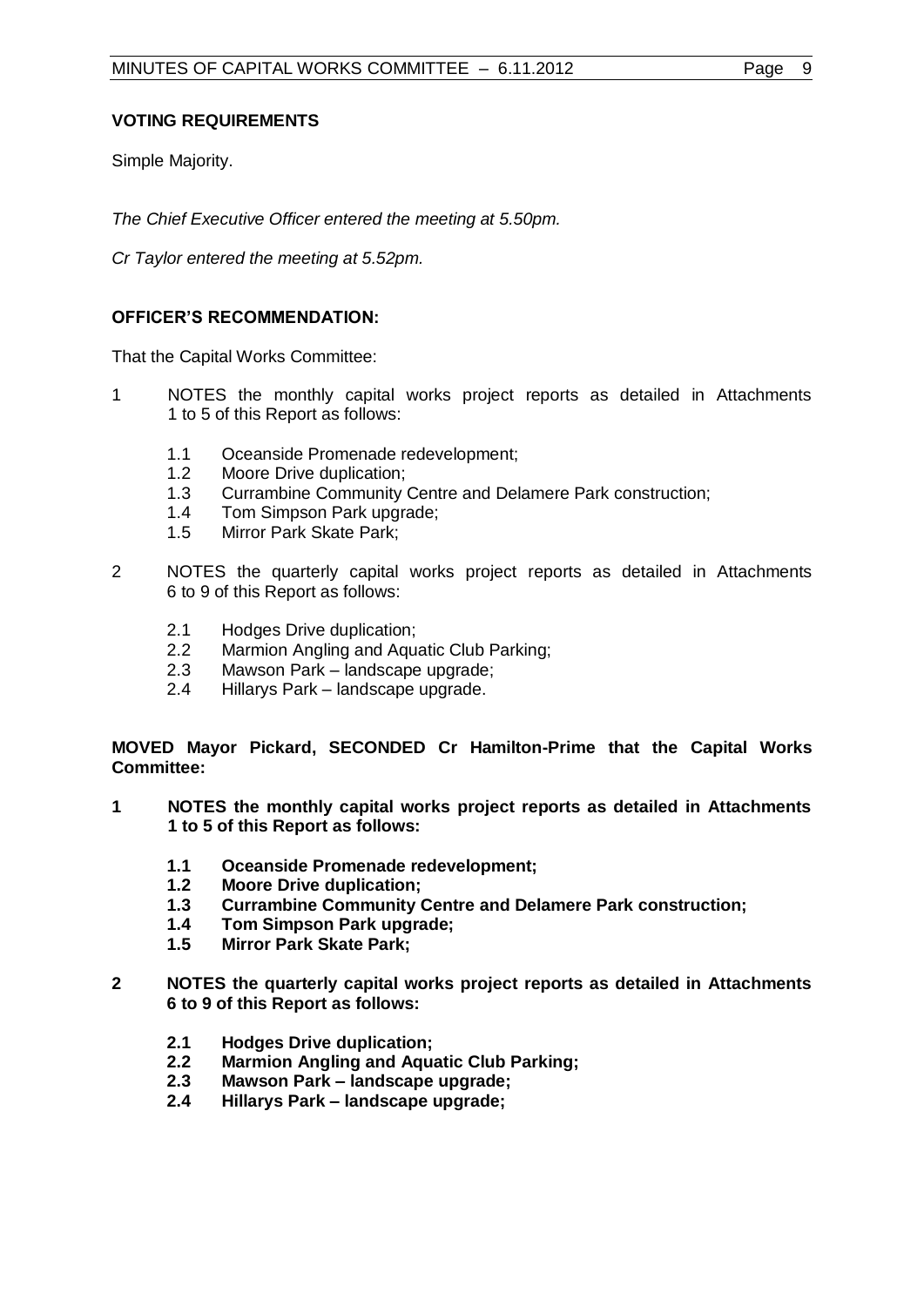**VOTING REQUIREMENTS**

Simple Majority.

*The Chief Executive Officer entered the meeting at 5.50pm.*

*Cr Taylor entered the meeting at 5.52pm.*

**OFFICER'S RECOMMENDATION:**

That the Capital Works Committee:

1 NOTES the monthly capital works project reports as detailed in Attachments 1 to 5 of this Report as follows:

   1.1 Oceanside Promenade redevelopment;
   1.2 Moore Drive duplication;
   1.3 Currambine Community Centre and Delamere Park construction;
   1.4 Tom Simpson Park upgrade;
   1.5 Mirror Park Skate Park;

2 NOTES the quarterly capital works project reports as detailed in Attachments 6 to 9 of this Report as follows:

   2.1 Hodges Drive duplication;
   2.2 Marmion Angling and Aquatic Club Parking;
   2.3 Mawson Park – landscape upgrade;
   2.4 Hillarys Park – landscape upgrade.

**MOVED Mayor Pickard, SECONDED Cr Hamilton-Prime that the Capital Works Committee:**

**1 NOTES the monthly capital works project reports as detailed in Attachments 1 to 5 of this Report as follows:**

   **1.1 Oceanside Promenade redevelopment;**
   **1.2 Moore Drive duplication;**
   **1.3 Currambine Community Centre and Delamere Park construction;**
   **1.4 Tom Simpson Park upgrade;**
   **1.5 Mirror Park Skate Park;**

**2 NOTES the quarterly capital works project reports as detailed in Attachments 6 to 9 of this Report as follows:**

   **2.1 Hodges Drive duplication;**
   **2.2 Marmion Angling and Aquatic Club Parking;**
   **2.3 Mawson Park – landscape upgrade;**
   **2.4 Hillarys Park – landscape upgrade;**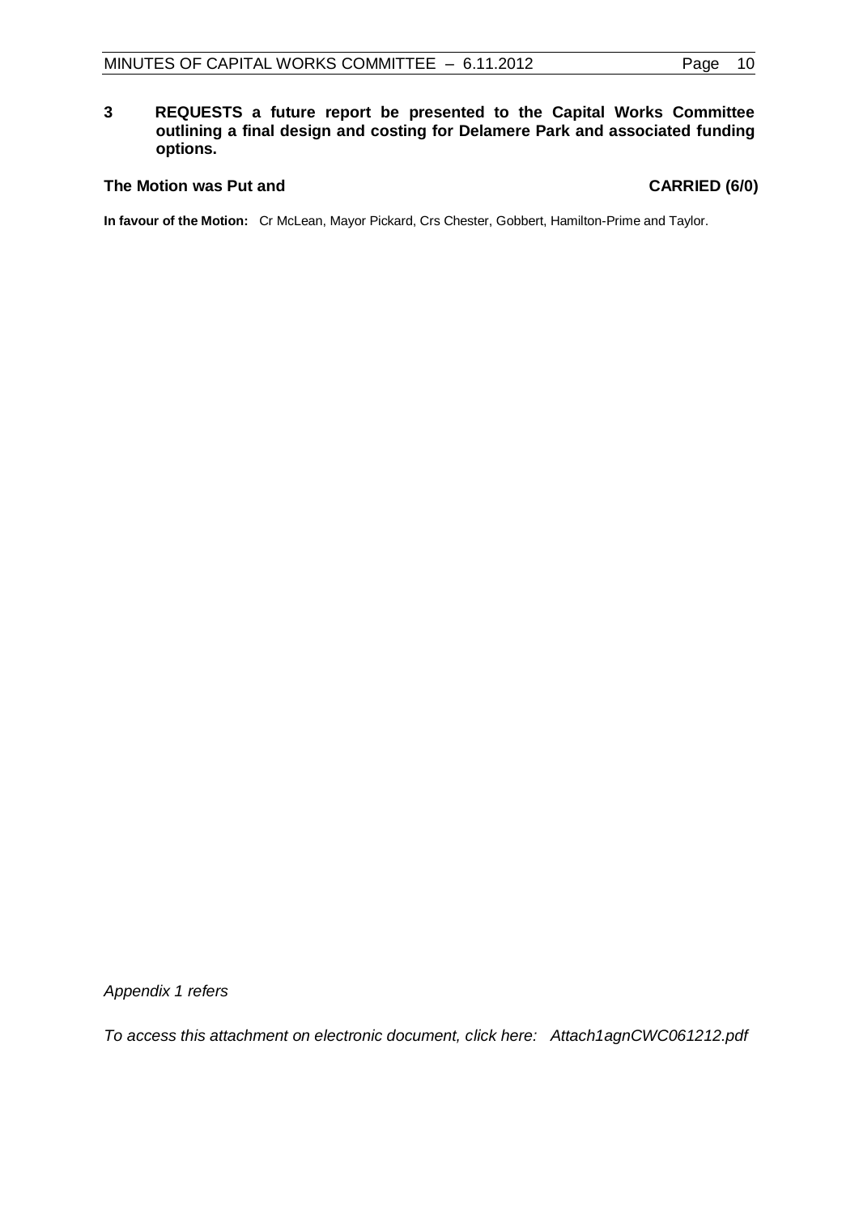**3 REQUESTS a future report be presented to the Capital Works Committee outlining a final design and costing for Delamere Park and associated funding options.**

**The Motion was Put and CARRIED (6/0)**

**In favour of the Motion:** Cr McLean, Mayor Pickard, Crs Chester, Gobbert, Hamilton-Prime and Taylor.

*Appendix 1 refers*

*To access this attachment on electronic document, click here: Attach1agnCWC061212.pdf*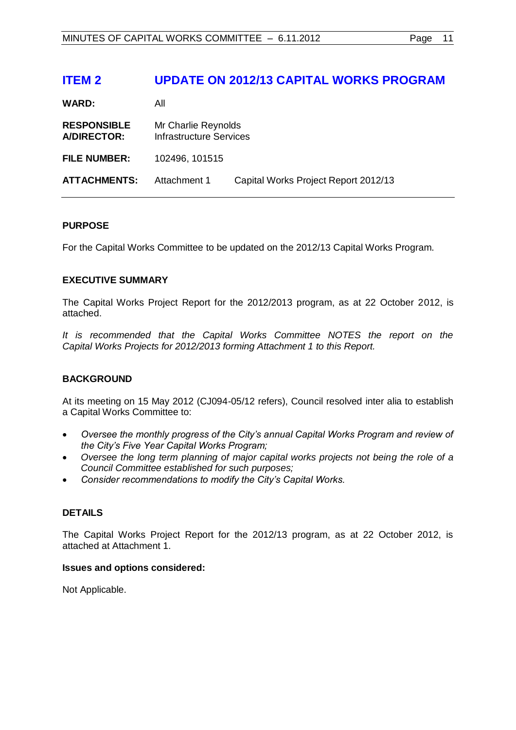# ITEM 2 UPDATE ON 2012/13 CAPITAL WORKS PROGRAM

| | | |
|---|---|---|
| **WARD:** | All | |
| **RESPONSIBLE A/DIRECTOR:** | Mr Charlie Reynolds<br>Infrastructure Services | |
| **FILE NUMBER:** | 102496, 101515 | |
| **ATTACHMENTS:** | Attachment 1 | Capital Works Project Report 2012/13 |

---

**PURPOSE**

For the Capital Works Committee to be updated on the 2012/13 Capital Works Program.

**EXECUTIVE SUMMARY**

The Capital Works Project Report for the 2012/2013 program, as at 22 October 2012, is attached.

*It is recommended that the Capital Works Committee NOTES the report on the Capital Works Projects for 2012/2013 forming Attachment 1 to this Report.*

**BACKGROUND**

At its meeting on 15 May 2012 (CJ094-05/12 refers), Council resolved inter alia to establish a Capital Works Committee to:

- *Oversee the monthly progress of the City's annual Capital Works Program and review of the City's Five Year Capital Works Program;*
- *Oversee the long term planning of major capital works projects not being the role of a Council Committee established for such purposes;*
- *Consider recommendations to modify the City's Capital Works.*

**DETAILS**

The Capital Works Project Report for the 2012/13 program, as at 22 October 2012, is attached at Attachment 1.

**Issues and options considered:**

Not Applicable.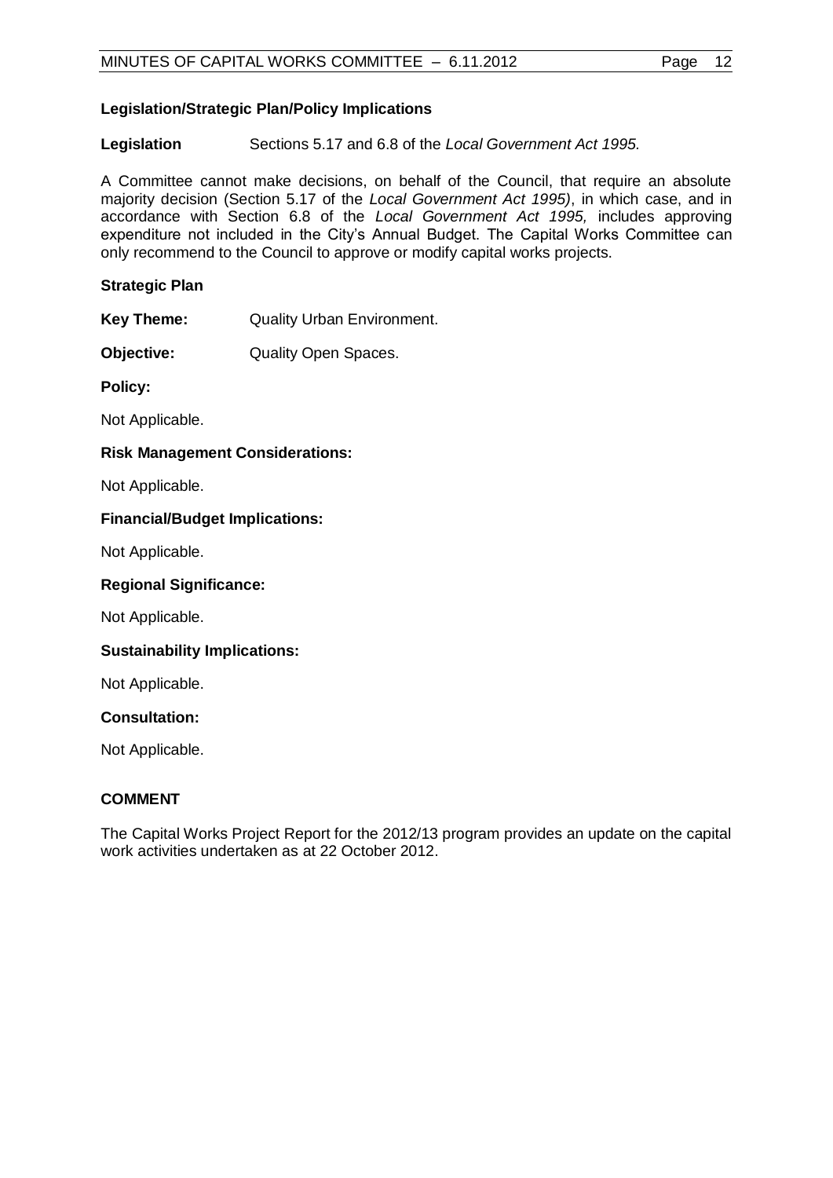**Legislation/Strategic Plan/Policy Implications**

**Legislation** Sections 5.17 and 6.8 of the *Local Government Act 1995.*

A Committee cannot make decisions, on behalf of the Council, that require an absolute majority decision (Section 5.17 of the *Local Government Act 1995)*, in which case, and in accordance with Section 6.8 of the *Local Government Act 1995,* includes approving expenditure not included in the City's Annual Budget. The Capital Works Committee can only recommend to the Council to approve or modify capital works projects.

**Strategic Plan**

**Key Theme:** Quality Urban Environment.

**Objective:** Quality Open Spaces.

**Policy:**

Not Applicable.

**Risk Management Considerations:**

Not Applicable.

**Financial/Budget Implications:**

Not Applicable.

**Regional Significance:**

Not Applicable.

**Sustainability Implications:**

Not Applicable.

**Consultation:**

Not Applicable.

**COMMENT**

The Capital Works Project Report for the 2012/13 program provides an update on the capital work activities undertaken as at 22 October 2012.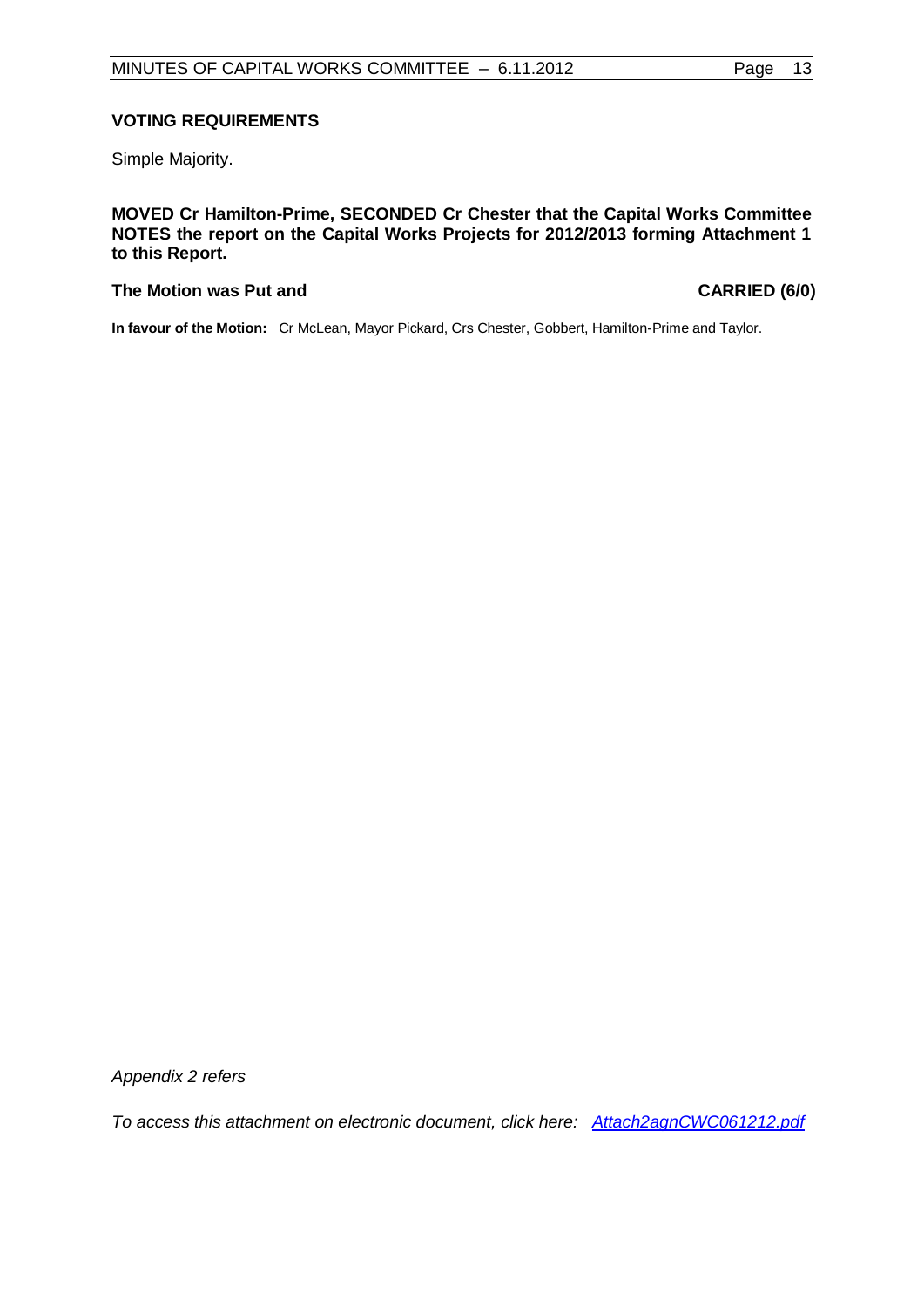**VOTING REQUIREMENTS**

Simple Majority.

**MOVED Cr Hamilton-Prime, SECONDED Cr Chester that the Capital Works Committee NOTES the report on the Capital Works Projects for 2012/2013 forming Attachment 1 to this Report.**

**The Motion was Put and CARRIED (6/0)**

**In favour of the Motion:** Cr McLean, Mayor Pickard, Crs Chester, Gobbert, Hamilton-Prime and Taylor.

*Appendix 2 refers*

*To access this attachment on electronic document, click here: Attach2agnCWC061212.pdf*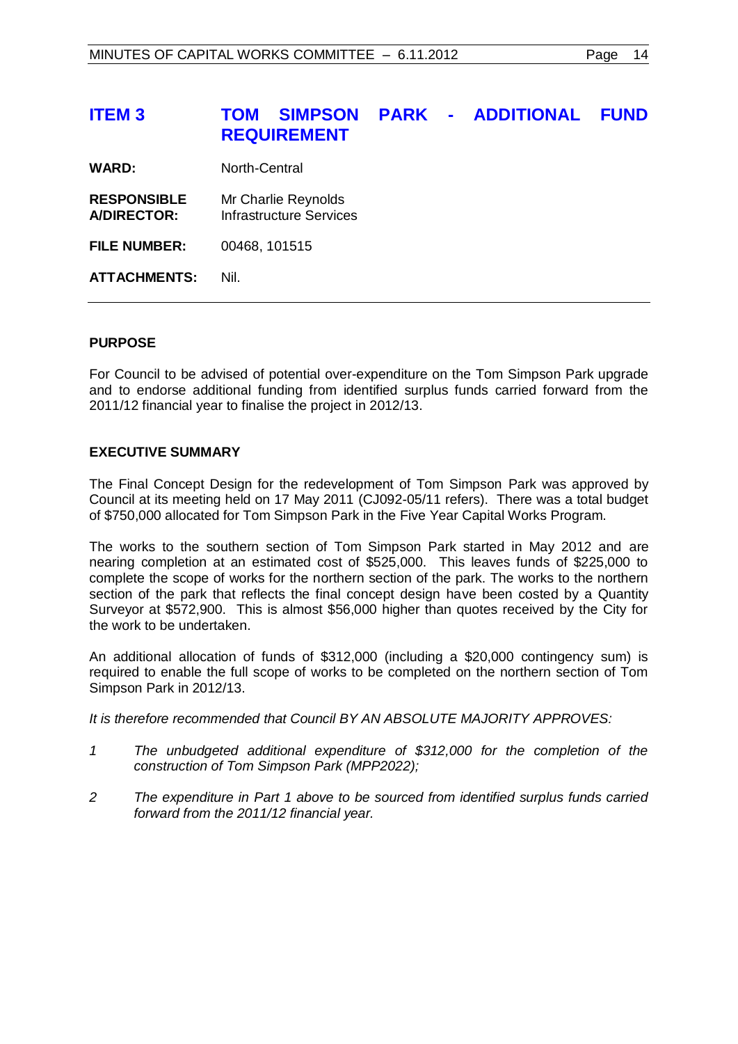## ITEM 3 TOM SIMPSON PARK - ADDITIONAL FUND REQUIREMENT

**WARD:** North-Central

**RESPONSIBLE A/DIRECTOR:** Mr Charlie Reynolds
Infrastructure Services

**FILE NUMBER:** 00468, 101515

**ATTACHMENTS:** Nil.

---

### PURPOSE

For Council to be advised of potential over-expenditure on the Tom Simpson Park upgrade and to endorse additional funding from identified surplus funds carried forward from the 2011/12 financial year to finalise the project in 2012/13.

### EXECUTIVE SUMMARY

The Final Concept Design for the redevelopment of Tom Simpson Park was approved by Council at its meeting held on 17 May 2011 (CJ092-05/11 refers). There was a total budget of $750,000 allocated for Tom Simpson Park in the Five Year Capital Works Program.

The works to the southern section of Tom Simpson Park started in May 2012 and are nearing completion at an estimated cost of $525,000. This leaves funds of $225,000 to complete the scope of works for the northern section of the park. The works to the northern section of the park that reflects the final concept design have been costed by a Quantity Surveyor at $572,900. This is almost $56,000 higher than quotes received by the City for the work to be undertaken.

An additional allocation of funds of $312,000 (including a $20,000 contingency sum) is required to enable the full scope of works to be completed on the northern section of Tom Simpson Park in 2012/13.

*It is therefore recommended that Council BY AN ABSOLUTE MAJORITY APPROVES:*

1. *The unbudgeted additional expenditure of $312,000 for the completion of the construction of Tom Simpson Park (MPP2022);*
2. *The expenditure in Part 1 above to be sourced from identified surplus funds carried forward from the 2011/12 financial year.*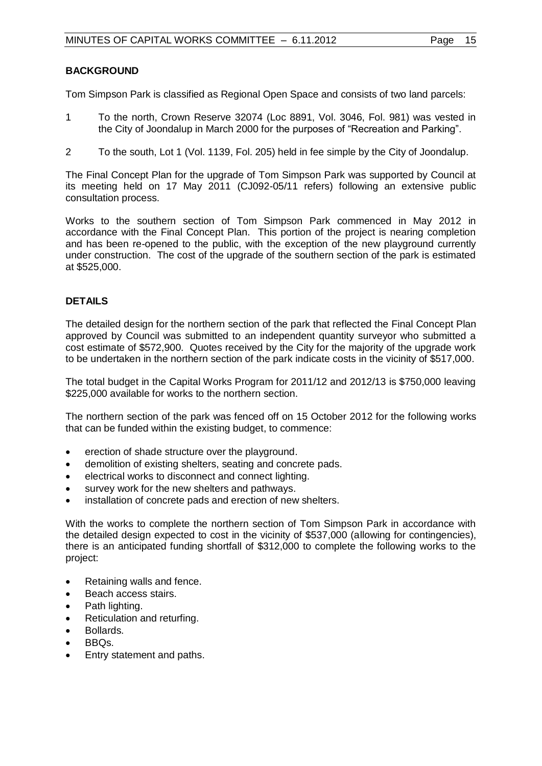## BACKGROUND

Tom Simpson Park is classified as Regional Open Space and consists of two land parcels:

1. To the north, Crown Reserve 32074 (Loc 8891, Vol. 3046, Fol. 981) was vested in the City of Joondalup in March 2000 for the purposes of "Recreation and Parking".
2. To the south, Lot 1 (Vol. 1139, Fol. 205) held in fee simple by the City of Joondalup.

The Final Concept Plan for the upgrade of Tom Simpson Park was supported by Council at its meeting held on 17 May 2011 (CJ092-05/11 refers) following an extensive public consultation process.

Works to the southern section of Tom Simpson Park commenced in May 2012 in accordance with the Final Concept Plan. This portion of the project is nearing completion and has been re-opened to the public, with the exception of the new playground currently under construction. The cost of the upgrade of the southern section of the park is estimated at $525,000.

## DETAILS

The detailed design for the northern section of the park that reflected the Final Concept Plan approved by Council was submitted to an independent quantity surveyor who submitted a cost estimate of $572,900. Quotes received by the City for the majority of the upgrade work to be undertaken in the northern section of the park indicate costs in the vicinity of $517,000.

The total budget in the Capital Works Program for 2011/12 and 2012/13 is $750,000 leaving $225,000 available for works to the northern section.

The northern section of the park was fenced off on 15 October 2012 for the following works that can be funded within the existing budget, to commence:

- erection of shade structure over the playground.
- demolition of existing shelters, seating and concrete pads.
- electrical works to disconnect and connect lighting.
- survey work for the new shelters and pathways.
- installation of concrete pads and erection of new shelters.

With the works to complete the northern section of Tom Simpson Park in accordance with the detailed design expected to cost in the vicinity of $537,000 (allowing for contingencies), there is an anticipated funding shortfall of $312,000 to complete the following works to the project:

- Retaining walls and fence.
- Beach access stairs.
- Path lighting.
- Reticulation and returfing.
- Bollards.
- BBQs.
- Entry statement and paths.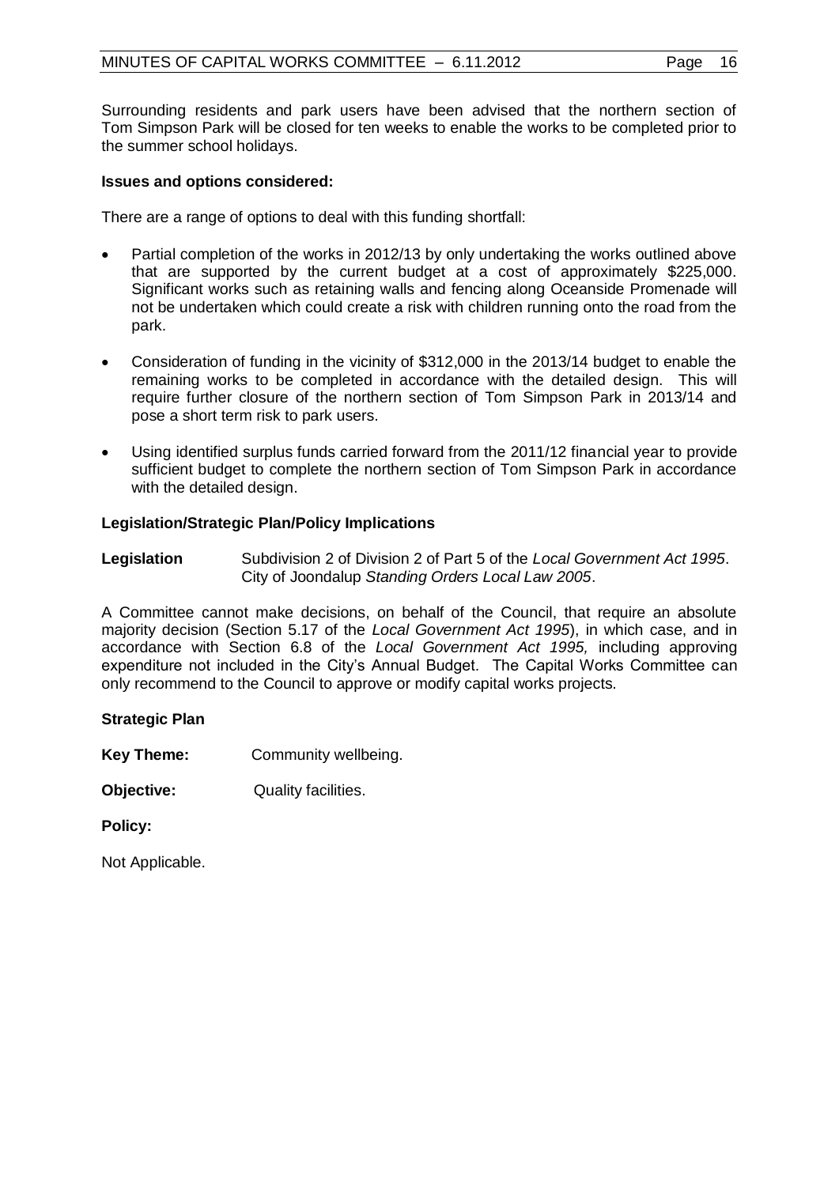Surrounding residents and park users have been advised that the northern section of Tom Simpson Park will be closed for ten weeks to enable the works to be completed prior to the summer school holidays.

**Issues and options considered:**

There are a range of options to deal with this funding shortfall:

- Partial completion of the works in 2012/13 by only undertaking the works outlined above that are supported by the current budget at a cost of approximately $225,000. Significant works such as retaining walls and fencing along Oceanside Promenade will not be undertaken which could create a risk with children running onto the road from the park.
- Consideration of funding in the vicinity of $312,000 in the 2013/14 budget to enable the remaining works to be completed in accordance with the detailed design. This will require further closure of the northern section of Tom Simpson Park in 2013/14 and pose a short term risk to park users.
- Using identified surplus funds carried forward from the 2011/12 financial year to provide sufficient budget to complete the northern section of Tom Simpson Park in accordance with the detailed design.

**Legislation/Strategic Plan/Policy Implications**

**Legislation** Subdivision 2 of Division 2 of Part 5 of the *Local Government Act 1995*. City of Joondalup *Standing Orders Local Law 2005*.

A Committee cannot make decisions, on behalf of the Council, that require an absolute majority decision (Section 5.17 of the *Local Government Act 1995*), in which case, and in accordance with Section 6.8 of the *Local Government Act 1995,* including approving expenditure not included in the City's Annual Budget. The Capital Works Committee can only recommend to the Council to approve or modify capital works projects.

**Strategic Plan**

**Key Theme:** Community wellbeing.

**Objective:** Quality facilities.

**Policy:**

Not Applicable.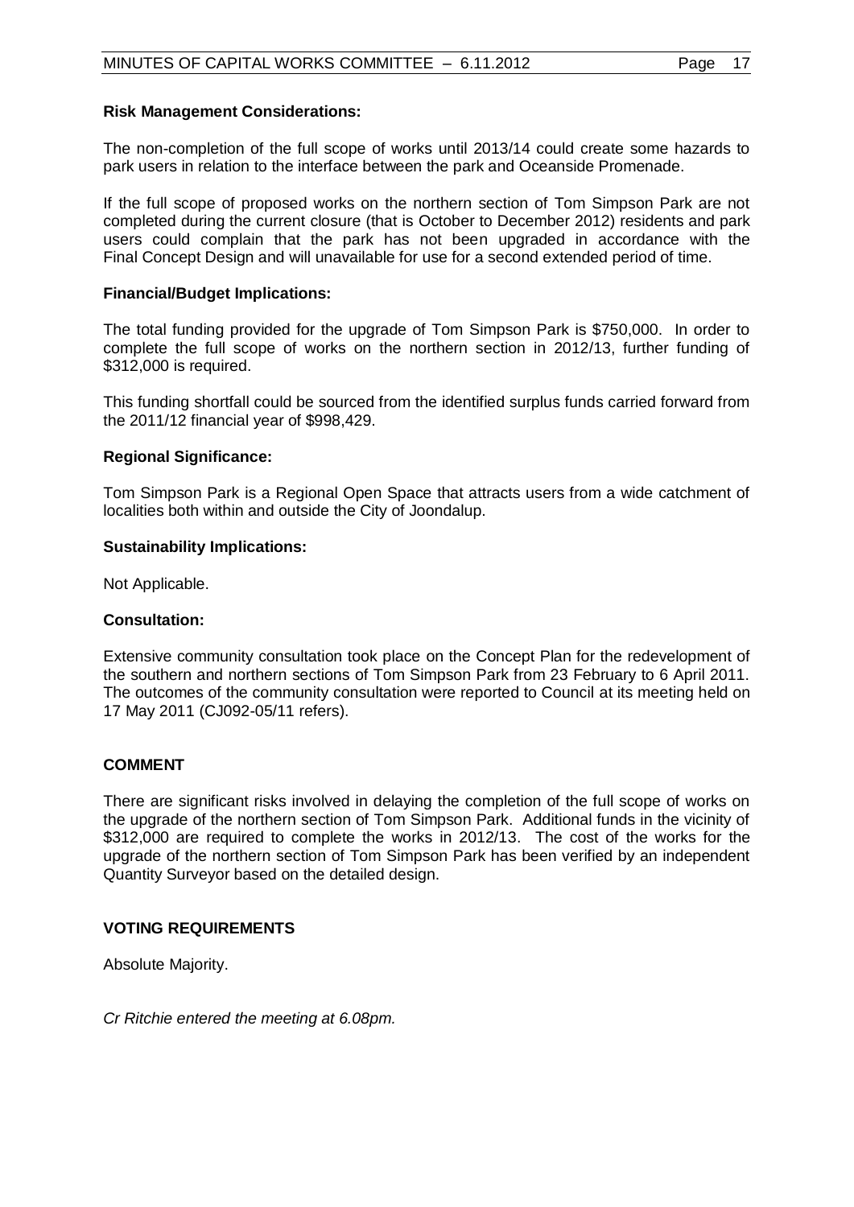**Risk Management Considerations:**

The non-completion of the full scope of works until 2013/14 could create some hazards to park users in relation to the interface between the park and Oceanside Promenade.

If the full scope of proposed works on the northern section of Tom Simpson Park are not completed during the current closure (that is October to December 2012) residents and park users could complain that the park has not been upgraded in accordance with the Final Concept Design and will unavailable for use for a second extended period of time.

**Financial/Budget Implications:**

The total funding provided for the upgrade of Tom Simpson Park is $750,000. In order to complete the full scope of works on the northern section in 2012/13, further funding of $312,000 is required.

This funding shortfall could be sourced from the identified surplus funds carried forward from the 2011/12 financial year of $998,429.

**Regional Significance:**

Tom Simpson Park is a Regional Open Space that attracts users from a wide catchment of localities both within and outside the City of Joondalup.

**Sustainability Implications:**

Not Applicable.

**Consultation:**

Extensive community consultation took place on the Concept Plan for the redevelopment of the southern and northern sections of Tom Simpson Park from 23 February to 6 April 2011. The outcomes of the community consultation were reported to Council at its meeting held on 17 May 2011 (CJ092-05/11 refers).

**COMMENT**

There are significant risks involved in delaying the completion of the full scope of works on the upgrade of the northern section of Tom Simpson Park. Additional funds in the vicinity of $312,000 are required to complete the works in 2012/13. The cost of the works for the upgrade of the northern section of Tom Simpson Park has been verified by an independent Quantity Surveyor based on the detailed design.

**VOTING REQUIREMENTS**

Absolute Majority.

*Cr Ritchie entered the meeting at 6.08pm.*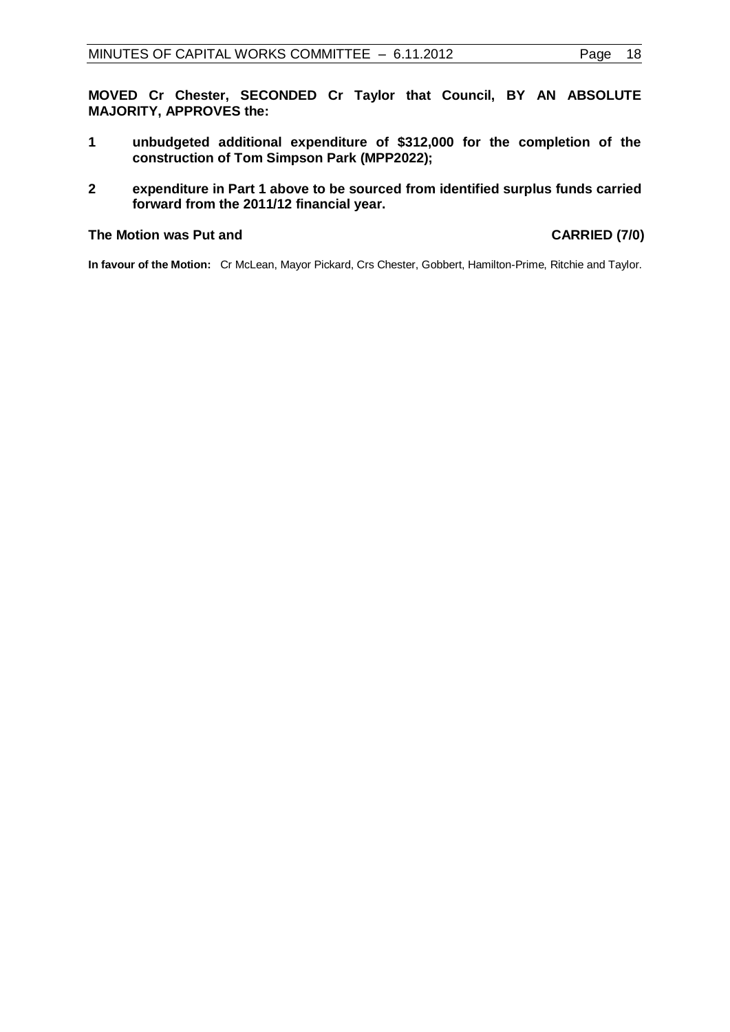**MOVED Cr Chester, SECONDED Cr Taylor that Council, BY AN ABSOLUTE MAJORITY, APPROVES the:**

**1 unbudgeted additional expenditure of $312,000 for the completion of the construction of Tom Simpson Park (MPP2022);**

**2 expenditure in Part 1 above to be sourced from identified surplus funds carried forward from the 2011/12 financial year.**

**The Motion was Put and CARRIED (7/0)**

**In favour of the Motion:** Cr McLean, Mayor Pickard, Crs Chester, Gobbert, Hamilton-Prime, Ritchie and Taylor.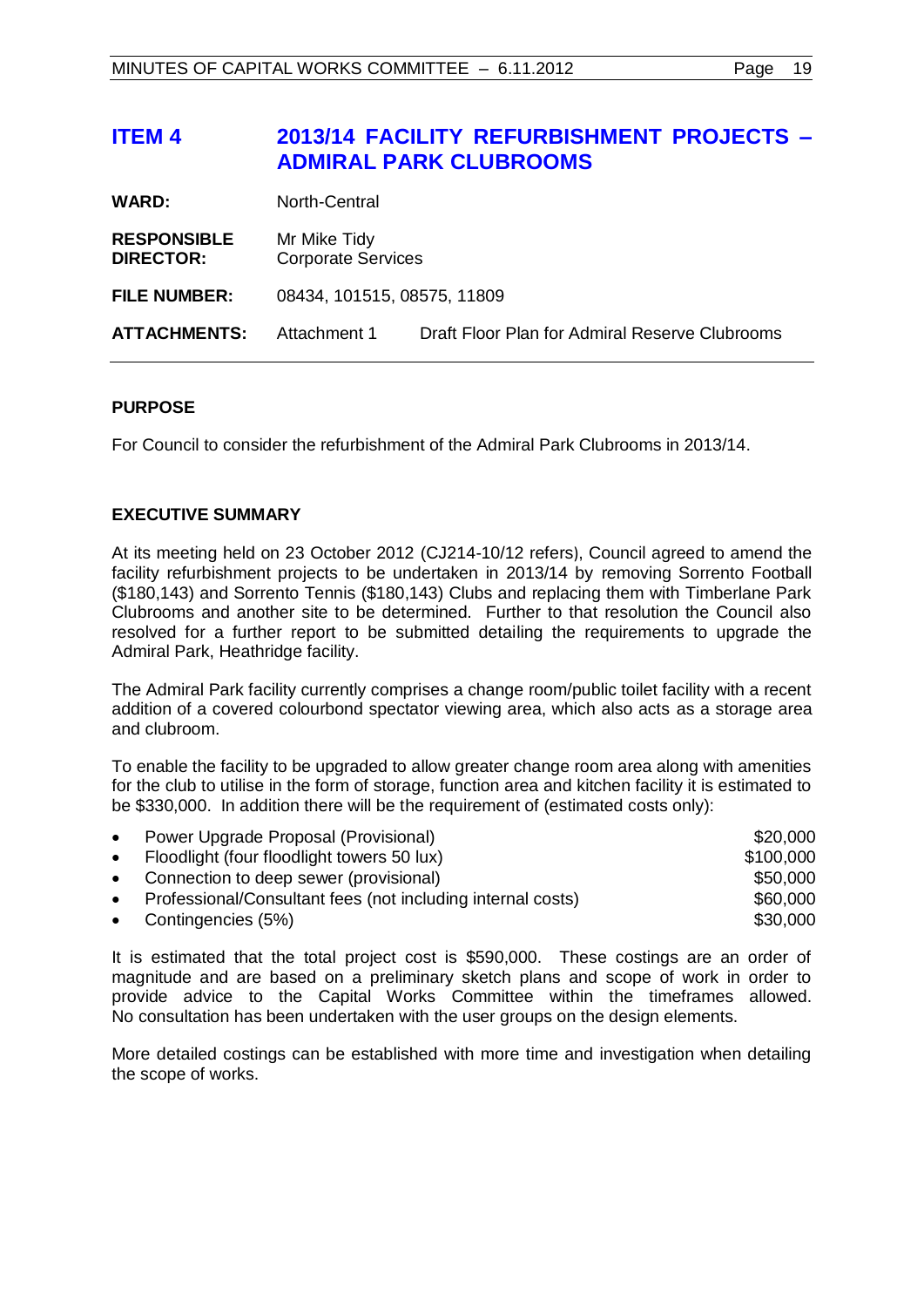# ITEM 4 2013/14 FACILITY REFURBISHMENT PROJECTS – ADMIRAL PARK CLUBROOMS

| | | |
|---|---|---|
| **WARD:** | North-Central | |
| **RESPONSIBLE DIRECTOR:** | Mr Mike Tidy<br>Corporate Services | |
| **FILE NUMBER:** | 08434, 101515, 08575, 11809 | |
| **ATTACHMENTS:** | Attachment 1 | Draft Floor Plan for Admiral Reserve Clubrooms |

## PURPOSE

For Council to consider the refurbishment of the Admiral Park Clubrooms in 2013/14.

## EXECUTIVE SUMMARY

At its meeting held on 23 October 2012 (CJ214-10/12 refers), Council agreed to amend the facility refurbishment projects to be undertaken in 2013/14 by removing Sorrento Football ($180,143) and Sorrento Tennis ($180,143) Clubs and replacing them with Timberlane Park Clubrooms and another site to be determined. Further to that resolution the Council also resolved for a further report to be submitted detailing the requirements to upgrade the Admiral Park, Heathridge facility.

The Admiral Park facility currently comprises a change room/public toilet facility with a recent addition of a covered colourbond spectator viewing area, which also acts as a storage area and clubroom.

To enable the facility to be upgraded to allow greater change room area along with amenities for the club to utilise in the form of storage, function area and kitchen facility it is estimated to be $330,000. In addition there will be the requirement of (estimated costs only):

- Power Upgrade Proposal (Provisional) $20,000
- Floodlight (four floodlight towers 50 lux) $100,000
- Connection to deep sewer (provisional) $50,000
- Professional/Consultant fees (not including internal costs) $60,000
- Contingencies (5%) $30,000

It is estimated that the total project cost is $590,000. These costings are an order of magnitude and are based on a preliminary sketch plans and scope of work in order to provide advice to the Capital Works Committee within the timeframes allowed. No consultation has been undertaken with the user groups on the design elements.

More detailed costings can be established with more time and investigation when detailing the scope of works.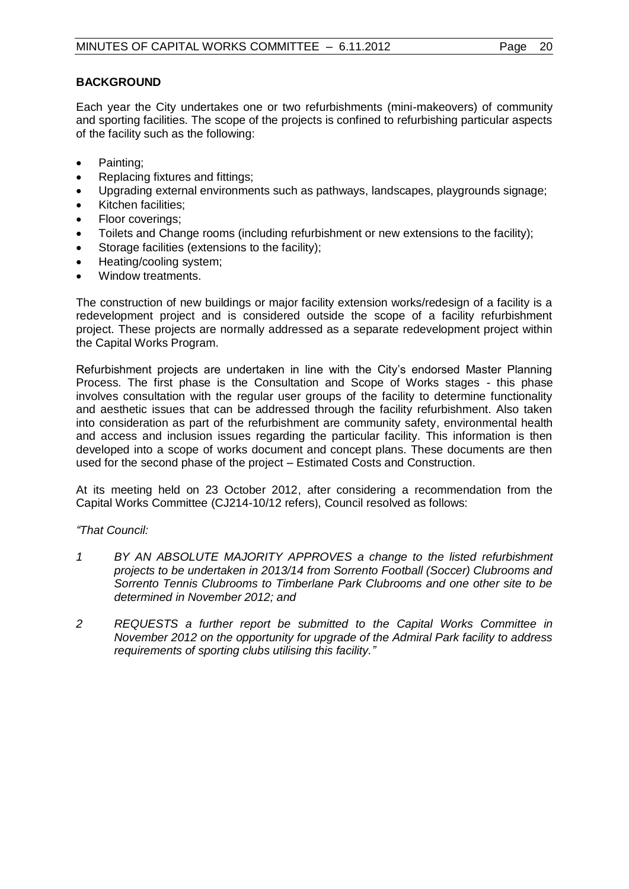**BACKGROUND**

Each year the City undertakes one or two refurbishments (mini-makeovers) of community and sporting facilities. The scope of the projects is confined to refurbishing particular aspects of the facility such as the following:

- Painting;
- Replacing fixtures and fittings;
- Upgrading external environments such as pathways, landscapes, playgrounds signage;
- Kitchen facilities;
- Floor coverings;
- Toilets and Change rooms (including refurbishment or new extensions to the facility);
- Storage facilities (extensions to the facility);
- Heating/cooling system;
- Window treatments.

The construction of new buildings or major facility extension works/redesign of a facility is a redevelopment project and is considered outside the scope of a facility refurbishment project. These projects are normally addressed as a separate redevelopment project within the Capital Works Program.

Refurbishment projects are undertaken in line with the City's endorsed Master Planning Process. The first phase is the Consultation and Scope of Works stages - this phase involves consultation with the regular user groups of the facility to determine functionality and aesthetic issues that can be addressed through the facility refurbishment. Also taken into consideration as part of the refurbishment are community safety, environmental health and access and inclusion issues regarding the particular facility. This information is then developed into a scope of works document and concept plans. These documents are then used for the second phase of the project – Estimated Costs and Construction.

At its meeting held on 23 October 2012, after considering a recommendation from the Capital Works Committee (CJ214-10/12 refers), Council resolved as follows:

*"That Council:*

*1 BY AN ABSOLUTE MAJORITY APPROVES a change to the listed refurbishment projects to be undertaken in 2013/14 from Sorrento Football (Soccer) Clubrooms and Sorrento Tennis Clubrooms to Timberlane Park Clubrooms and one other site to be determined in November 2012; and*

*2 REQUESTS a further report be submitted to the Capital Works Committee in November 2012 on the opportunity for upgrade of the Admiral Park facility to address requirements of sporting clubs utilising this facility."*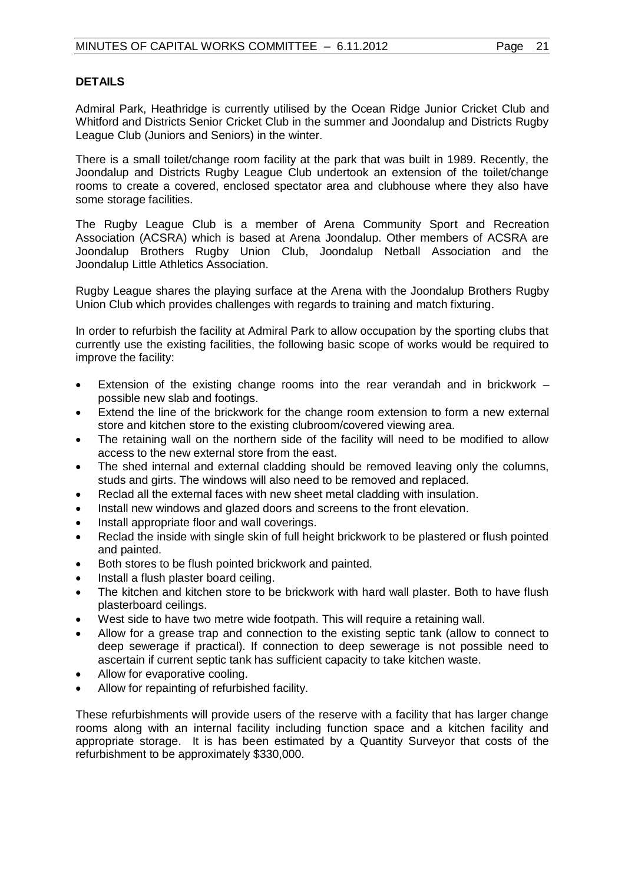**DETAILS**

Admiral Park, Heathridge is currently utilised by the Ocean Ridge Junior Cricket Club and Whitford and Districts Senior Cricket Club in the summer and Joondalup and Districts Rugby League Club (Juniors and Seniors) in the winter.

There is a small toilet/change room facility at the park that was built in 1989. Recently, the Joondalup and Districts Rugby League Club undertook an extension of the toilet/change rooms to create a covered, enclosed spectator area and clubhouse where they also have some storage facilities.

The Rugby League Club is a member of Arena Community Sport and Recreation Association (ACSRA) which is based at Arena Joondalup. Other members of ACSRA are Joondalup Brothers Rugby Union Club, Joondalup Netball Association and the Joondalup Little Athletics Association.

Rugby League shares the playing surface at the Arena with the Joondalup Brothers Rugby Union Club which provides challenges with regards to training and match fixturing.

In order to refurbish the facility at Admiral Park to allow occupation by the sporting clubs that currently use the existing facilities, the following basic scope of works would be required to improve the facility:

- Extension of the existing change rooms into the rear verandah and in brickwork – possible new slab and footings.
- Extend the line of the brickwork for the change room extension to form a new external store and kitchen store to the existing clubroom/covered viewing area.
- The retaining wall on the northern side of the facility will need to be modified to allow access to the new external store from the east.
- The shed internal and external cladding should be removed leaving only the columns, studs and girts. The windows will also need to be removed and replaced.
- Reclad all the external faces with new sheet metal cladding with insulation.
- Install new windows and glazed doors and screens to the front elevation.
- Install appropriate floor and wall coverings.
- Reclad the inside with single skin of full height brickwork to be plastered or flush pointed and painted.
- Both stores to be flush pointed brickwork and painted.
- Install a flush plaster board ceiling.
- The kitchen and kitchen store to be brickwork with hard wall plaster. Both to have flush plasterboard ceilings.
- West side to have two metre wide footpath. This will require a retaining wall.
- Allow for a grease trap and connection to the existing septic tank (allow to connect to deep sewerage if practical). If connection to deep sewerage is not possible need to ascertain if current septic tank has sufficient capacity to take kitchen waste.
- Allow for evaporative cooling.
- Allow for repainting of refurbished facility.

These refurbishments will provide users of the reserve with a facility that has larger change rooms along with an internal facility including function space and a kitchen facility and appropriate storage. It is has been estimated by a Quantity Surveyor that costs of the refurbishment to be approximately $330,000.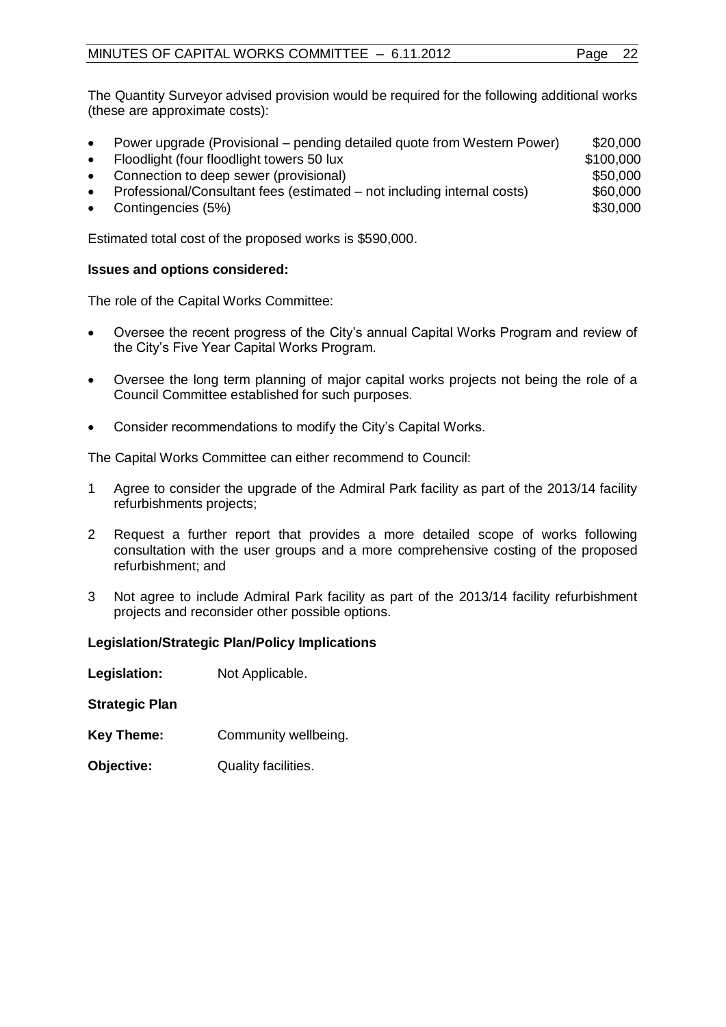The Quantity Surveyor advised provision would be required for the following additional works (these are approximate costs):

- Power upgrade (Provisional – pending detailed quote from Western Power) $20,000
- Floodlight (four floodlight towers 50 lux $100,000
- Connection to deep sewer (provisional) $50,000
- Professional/Consultant fees (estimated – not including internal costs) $60,000
- Contingencies (5%) $30,000

Estimated total cost of the proposed works is $590,000.

**Issues and options considered:**

The role of the Capital Works Committee:

- Oversee the recent progress of the City's annual Capital Works Program and review of the City's Five Year Capital Works Program.
- Oversee the long term planning of major capital works projects not being the role of a Council Committee established for such purposes.
- Consider recommendations to modify the City's Capital Works.

The Capital Works Committee can either recommend to Council:

1 Agree to consider the upgrade of the Admiral Park facility as part of the 2013/14 facility refurbishments projects;

2 Request a further report that provides a more detailed scope of works following consultation with the user groups and a more comprehensive costing of the proposed refurbishment; and

3 Not agree to include Admiral Park facility as part of the 2013/14 facility refurbishment projects and reconsider other possible options.

**Legislation/Strategic Plan/Policy Implications**

**Legislation:** Not Applicable.

**Strategic Plan**

**Key Theme:** Community wellbeing.

**Objective:** Quality facilities.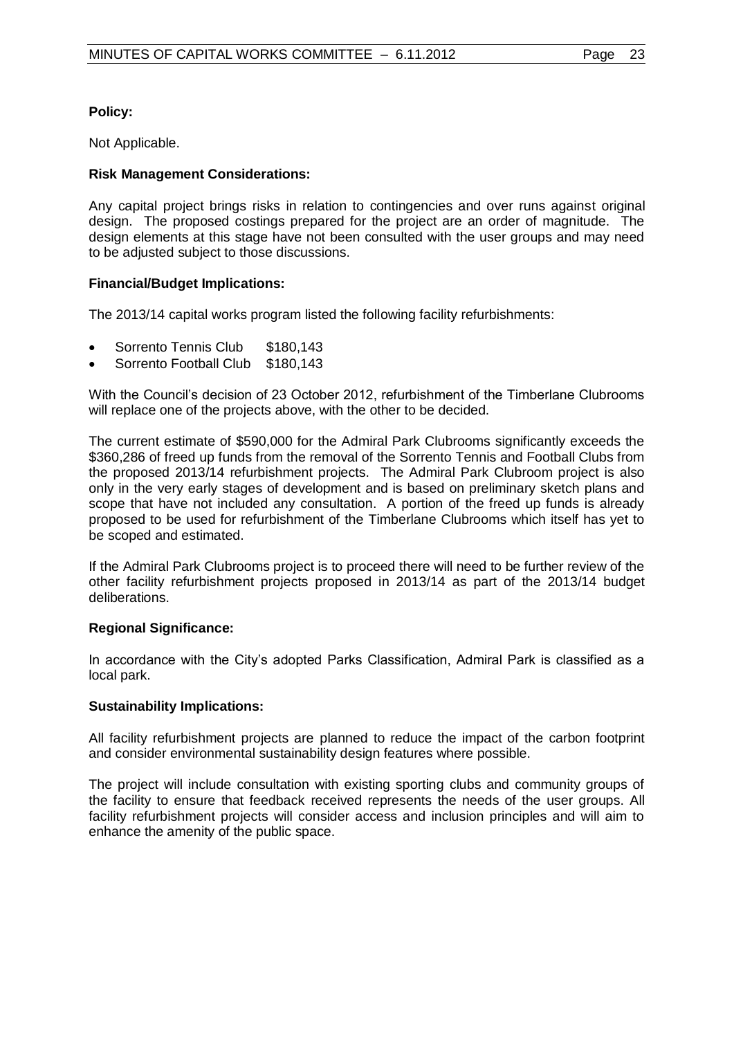**Policy:**

Not Applicable.

**Risk Management Considerations:**

Any capital project brings risks in relation to contingencies and over runs against original design. The proposed costings prepared for the project are an order of magnitude. The design elements at this stage have not been consulted with the user groups and may need to be adjusted subject to those discussions.

**Financial/Budget Implications:**

The 2013/14 capital works program listed the following facility refurbishments:

- Sorrento Tennis Club $180,143
- Sorrento Football Club $180,143

With the Council's decision of 23 October 2012, refurbishment of the Timberlane Clubrooms will replace one of the projects above, with the other to be decided.

The current estimate of $590,000 for the Admiral Park Clubrooms significantly exceeds the $360,286 of freed up funds from the removal of the Sorrento Tennis and Football Clubs from the proposed 2013/14 refurbishment projects. The Admiral Park Clubroom project is also only in the very early stages of development and is based on preliminary sketch plans and scope that have not included any consultation. A portion of the freed up funds is already proposed to be used for refurbishment of the Timberlane Clubrooms which itself has yet to be scoped and estimated.

If the Admiral Park Clubrooms project is to proceed there will need to be further review of the other facility refurbishment projects proposed in 2013/14 as part of the 2013/14 budget deliberations.

**Regional Significance:**

In accordance with the City's adopted Parks Classification, Admiral Park is classified as a local park.

**Sustainability Implications:**

All facility refurbishment projects are planned to reduce the impact of the carbon footprint and consider environmental sustainability design features where possible.

The project will include consultation with existing sporting clubs and community groups of the facility to ensure that feedback received represents the needs of the user groups. All facility refurbishment projects will consider access and inclusion principles and will aim to enhance the amenity of the public space.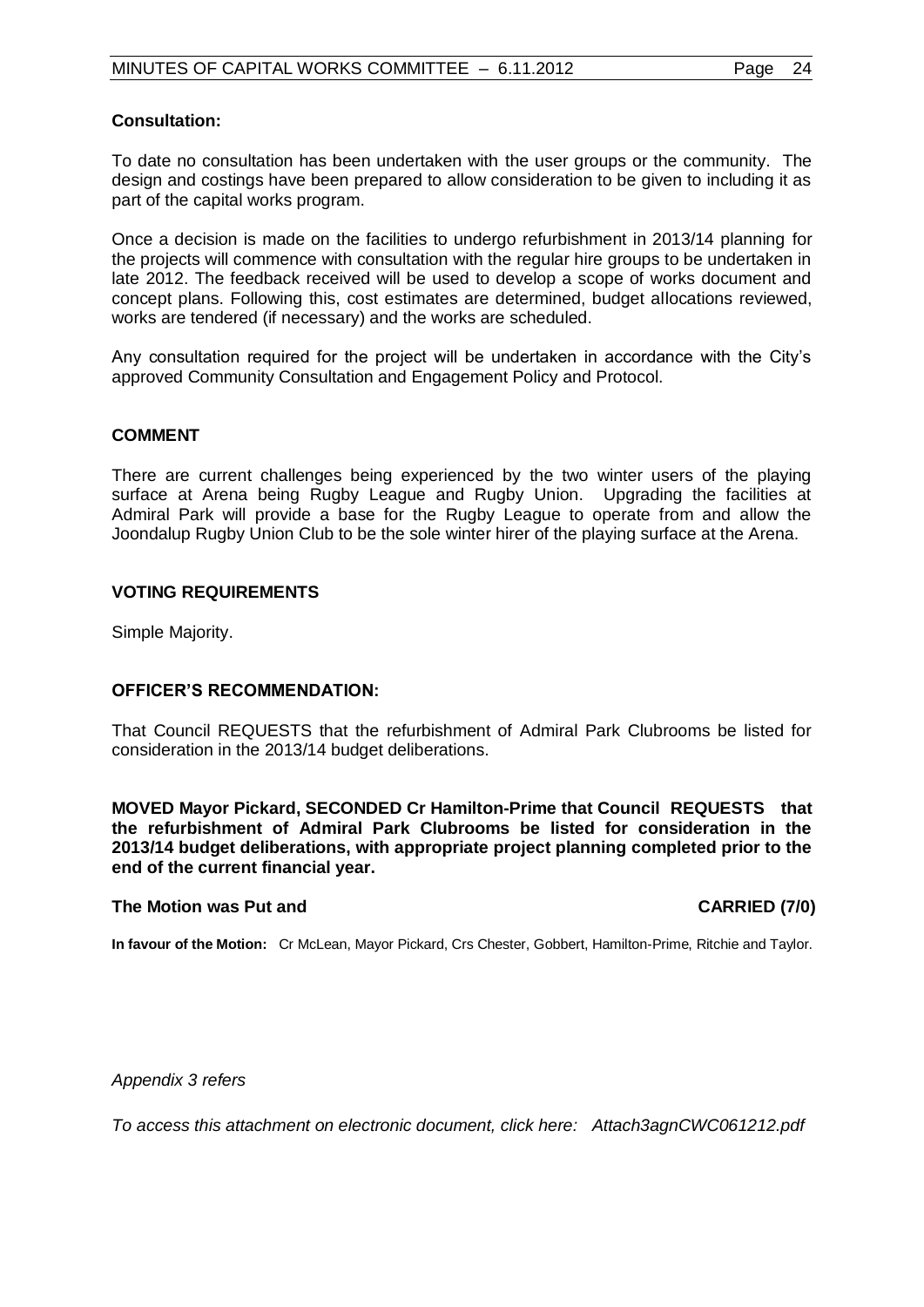**Consultation:**

To date no consultation has been undertaken with the user groups or the community. The design and costings have been prepared to allow consideration to be given to including it as part of the capital works program.

Once a decision is made on the facilities to undergo refurbishment in 2013/14 planning for the projects will commence with consultation with the regular hire groups to be undertaken in late 2012. The feedback received will be used to develop a scope of works document and concept plans. Following this, cost estimates are determined, budget allocations reviewed, works are tendered (if necessary) and the works are scheduled.

Any consultation required for the project will be undertaken in accordance with the City's approved Community Consultation and Engagement Policy and Protocol.

**COMMENT**

There are current challenges being experienced by the two winter users of the playing surface at Arena being Rugby League and Rugby Union. Upgrading the facilities at Admiral Park will provide a base for the Rugby League to operate from and allow the Joondalup Rugby Union Club to be the sole winter hirer of the playing surface at the Arena.

**VOTING REQUIREMENTS**

Simple Majority.

**OFFICER'S RECOMMENDATION:**

That Council REQUESTS that the refurbishment of Admiral Park Clubrooms be listed for consideration in the 2013/14 budget deliberations.

**MOVED Mayor Pickard, SECONDED Cr Hamilton-Prime that Council REQUESTS that the refurbishment of Admiral Park Clubrooms be listed for consideration in the 2013/14 budget deliberations, with appropriate project planning completed prior to the end of the current financial year.**

**The Motion was Put and CARRIED (7/0)**

**In favour of the Motion:** Cr McLean, Mayor Pickard, Crs Chester, Gobbert, Hamilton-Prime, Ritchie and Taylor.

*Appendix 3 refers*

*To access this attachment on electronic document, click here: Attach3agnCWC061212.pdf*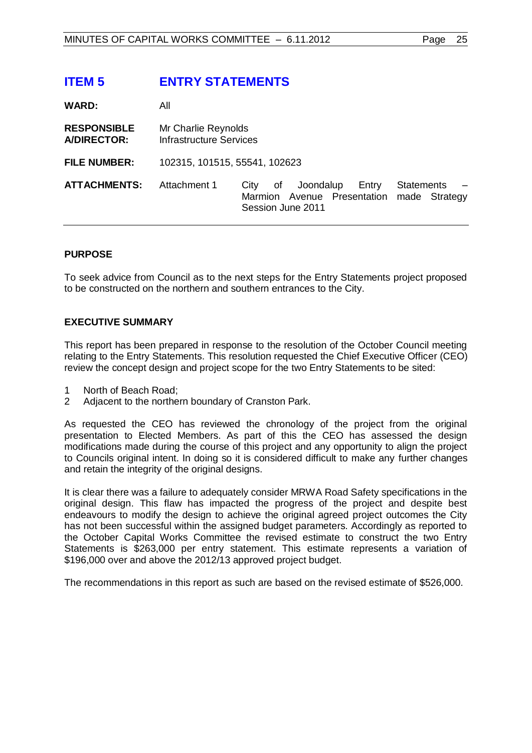# ITEM 5 ENTRY STATEMENTS

| | | |
|---|---|---|
| **WARD:** | All | |
| **RESPONSIBLE A/DIRECTOR:** | Mr Charlie Reynolds Infrastructure Services | |
| **FILE NUMBER:** | 102315, 101515, 55541, 102623 | |
| **ATTACHMENTS:** | Attachment 1 | City of Joondalup Entry Statements – Marmion Avenue Presentation made Strategy Session June 2011 |

**PURPOSE**

To seek advice from Council as to the next steps for the Entry Statements project proposed to be constructed on the northern and southern entrances to the City.

**EXECUTIVE SUMMARY**

This report has been prepared in response to the resolution of the October Council meeting relating to the Entry Statements. This resolution requested the Chief Executive Officer (CEO) review the concept design and project scope for the two Entry Statements to be sited:

1 North of Beach Road;
2 Adjacent to the northern boundary of Cranston Park.

As requested the CEO has reviewed the chronology of the project from the original presentation to Elected Members. As part of this the CEO has assessed the design modifications made during the course of this project and any opportunity to align the project to Councils original intent. In doing so it is considered difficult to make any further changes and retain the integrity of the original designs.

It is clear there was a failure to adequately consider MRWA Road Safety specifications in the original design. This flaw has impacted the progress of the project and despite best endeavours to modify the design to achieve the original agreed project outcomes the City has not been successful within the assigned budget parameters. Accordingly as reported to the October Capital Works Committee the revised estimate to construct the two Entry Statements is $263,000 per entry statement. This estimate represents a variation of $196,000 over and above the 2012/13 approved project budget.

The recommendations in this report as such are based on the revised estimate of $526,000.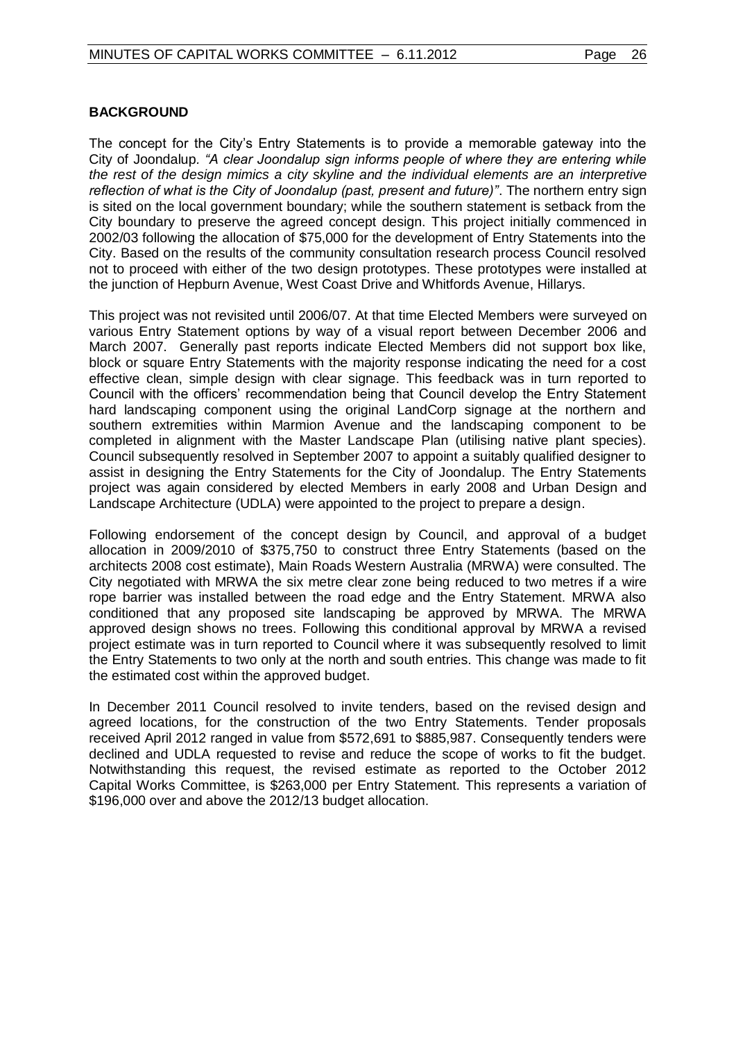**BACKGROUND**

The concept for the City's Entry Statements is to provide a memorable gateway into the City of Joondalup. *"A clear Joondalup sign informs people of where they are entering while the rest of the design mimics a city skyline and the individual elements are an interpretive reflection of what is the City of Joondalup (past, present and future)"*. The northern entry sign is sited on the local government boundary; while the southern statement is setback from the City boundary to preserve the agreed concept design. This project initially commenced in 2002/03 following the allocation of $75,000 for the development of Entry Statements into the City. Based on the results of the community consultation research process Council resolved not to proceed with either of the two design prototypes. These prototypes were installed at the junction of Hepburn Avenue, West Coast Drive and Whitfords Avenue, Hillarys.

This project was not revisited until 2006/07. At that time Elected Members were surveyed on various Entry Statement options by way of a visual report between December 2006 and March 2007. Generally past reports indicate Elected Members did not support box like, block or square Entry Statements with the majority response indicating the need for a cost effective clean, simple design with clear signage. This feedback was in turn reported to Council with the officers' recommendation being that Council develop the Entry Statement hard landscaping component using the original LandCorp signage at the northern and southern extremities within Marmion Avenue and the landscaping component to be completed in alignment with the Master Landscape Plan (utilising native plant species). Council subsequently resolved in September 2007 to appoint a suitably qualified designer to assist in designing the Entry Statements for the City of Joondalup. The Entry Statements project was again considered by elected Members in early 2008 and Urban Design and Landscape Architecture (UDLA) were appointed to the project to prepare a design.

Following endorsement of the concept design by Council, and approval of a budget allocation in 2009/2010 of $375,750 to construct three Entry Statements (based on the architects 2008 cost estimate), Main Roads Western Australia (MRWA) were consulted. The City negotiated with MRWA the six metre clear zone being reduced to two metres if a wire rope barrier was installed between the road edge and the Entry Statement. MRWA also conditioned that any proposed site landscaping be approved by MRWA. The MRWA approved design shows no trees. Following this conditional approval by MRWA a revised project estimate was in turn reported to Council where it was subsequently resolved to limit the Entry Statements to two only at the north and south entries. This change was made to fit the estimated cost within the approved budget.

In December 2011 Council resolved to invite tenders, based on the revised design and agreed locations, for the construction of the two Entry Statements. Tender proposals received April 2012 ranged in value from $572,691 to $885,987. Consequently tenders were declined and UDLA requested to revise and reduce the scope of works to fit the budget. Notwithstanding this request, the revised estimate as reported to the October 2012 Capital Works Committee, is $263,000 per Entry Statement. This represents a variation of $196,000 over and above the 2012/13 budget allocation.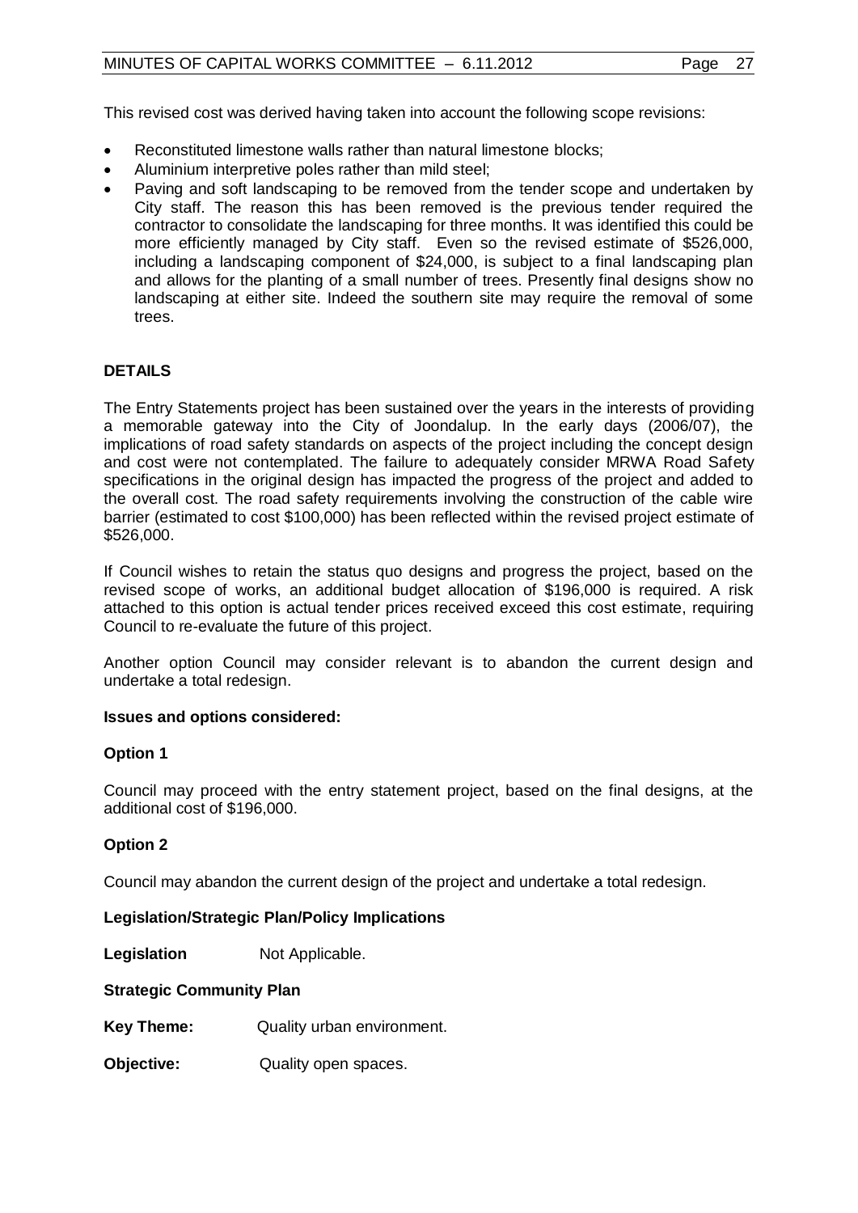This revised cost was derived having taken into account the following scope revisions:

- Reconstituted limestone walls rather than natural limestone blocks;
- Aluminium interpretive poles rather than mild steel;
- Paving and soft landscaping to be removed from the tender scope and undertaken by City staff. The reason this has been removed is the previous tender required the contractor to consolidate the landscaping for three months. It was identified this could be more efficiently managed by City staff. Even so the revised estimate of $526,000, including a landscaping component of $24,000, is subject to a final landscaping plan and allows for the planting of a small number of trees. Presently final designs show no landscaping at either site. Indeed the southern site may require the removal of some trees.

**DETAILS**

The Entry Statements project has been sustained over the years in the interests of providing a memorable gateway into the City of Joondalup. In the early days (2006/07), the implications of road safety standards on aspects of the project including the concept design and cost were not contemplated. The failure to adequately consider MRWA Road Safety specifications in the original design has impacted the progress of the project and added to the overall cost. The road safety requirements involving the construction of the cable wire barrier (estimated to cost $100,000) has been reflected within the revised project estimate of $526,000.

If Council wishes to retain the status quo designs and progress the project, based on the revised scope of works, an additional budget allocation of $196,000 is required. A risk attached to this option is actual tender prices received exceed this cost estimate, requiring Council to re-evaluate the future of this project.

Another option Council may consider relevant is to abandon the current design and undertake a total redesign.

**Issues and options considered:**

**Option 1**

Council may proceed with the entry statement project, based on the final designs, at the additional cost of $196,000.

**Option 2**

Council may abandon the current design of the project and undertake a total redesign.

**Legislation/Strategic Plan/Policy Implications**

**Legislation** Not Applicable.

**Strategic Community Plan**

**Key Theme:** Quality urban environment.

**Objective:** Quality open spaces.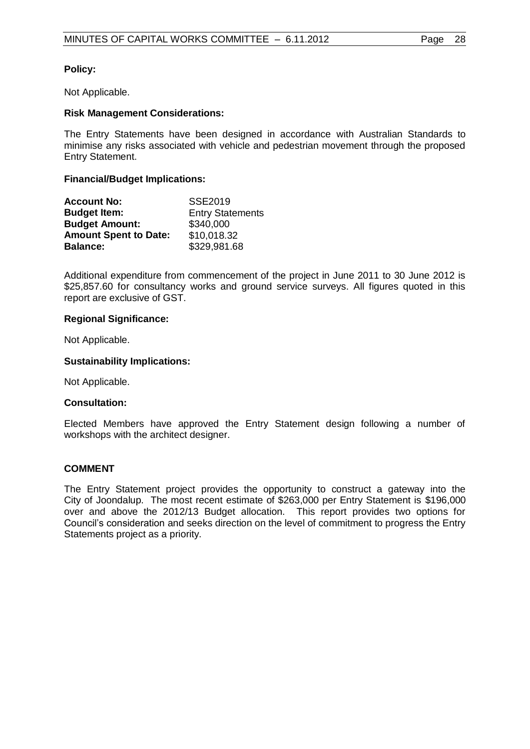**Policy:**

Not Applicable.

**Risk Management Considerations:**

The Entry Statements have been designed in accordance with Australian Standards to minimise any risks associated with vehicle and pedestrian movement through the proposed Entry Statement.

**Financial/Budget Implications:**

| | |
|---|---|
| **Account No:** | SSE2019 |
| **Budget Item:** | Entry Statements |
| **Budget Amount:** | $340,000 |
| **Amount Spent to Date:** | $10,018.32 |
| **Balance:** | $329,981.68 |

Additional expenditure from commencement of the project in June 2011 to 30 June 2012 is $25,857.60 for consultancy works and ground service surveys. All figures quoted in this report are exclusive of GST.

**Regional Significance:**

Not Applicable.

**Sustainability Implications:**

Not Applicable.

**Consultation:**

Elected Members have approved the Entry Statement design following a number of workshops with the architect designer.

**COMMENT**

The Entry Statement project provides the opportunity to construct a gateway into the City of Joondalup. The most recent estimate of $263,000 per Entry Statement is $196,000 over and above the 2012/13 Budget allocation. This report provides two options for Council's consideration and seeks direction on the level of commitment to progress the Entry Statements project as a priority.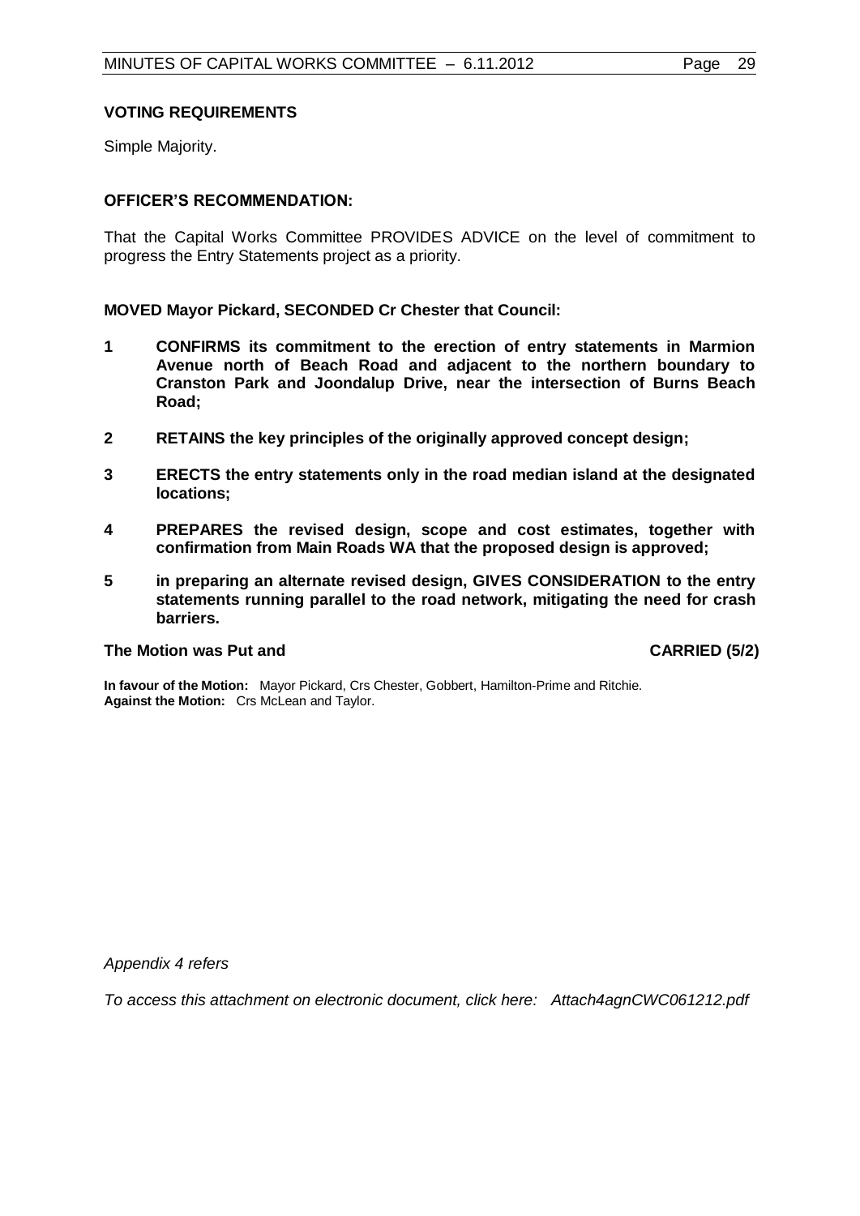**VOTING REQUIREMENTS**

Simple Majority.

**OFFICER'S RECOMMENDATION:**

That the Capital Works Committee PROVIDES ADVICE on the level of commitment to progress the Entry Statements project as a priority.

**MOVED Mayor Pickard, SECONDED Cr Chester that Council:**

1. **CONFIRMS its commitment to the erection of entry statements in Marmion Avenue north of Beach Road and adjacent to the northern boundary to Cranston Park and Joondalup Drive, near the intersection of Burns Beach Road;**
2. **RETAINS the key principles of the originally approved concept design;**
3. **ERECTS the entry statements only in the road median island at the designated locations;**
4. **PREPARES the revised design, scope and cost estimates, together with confirmation from Main Roads WA that the proposed design is approved;**
5. **in preparing an alternate revised design, GIVES CONSIDERATION to the entry statements running parallel to the road network, mitigating the need for crash barriers.**

**The Motion was Put and CARRIED (5/2)**

**In favour of the Motion:** Mayor Pickard, Crs Chester, Gobbert, Hamilton-Prime and Ritchie.
**Against the Motion:** Crs McLean and Taylor.

*Appendix 4 refers*

*To access this attachment on electronic document, click here: Attach4agnCWC061212.pdf*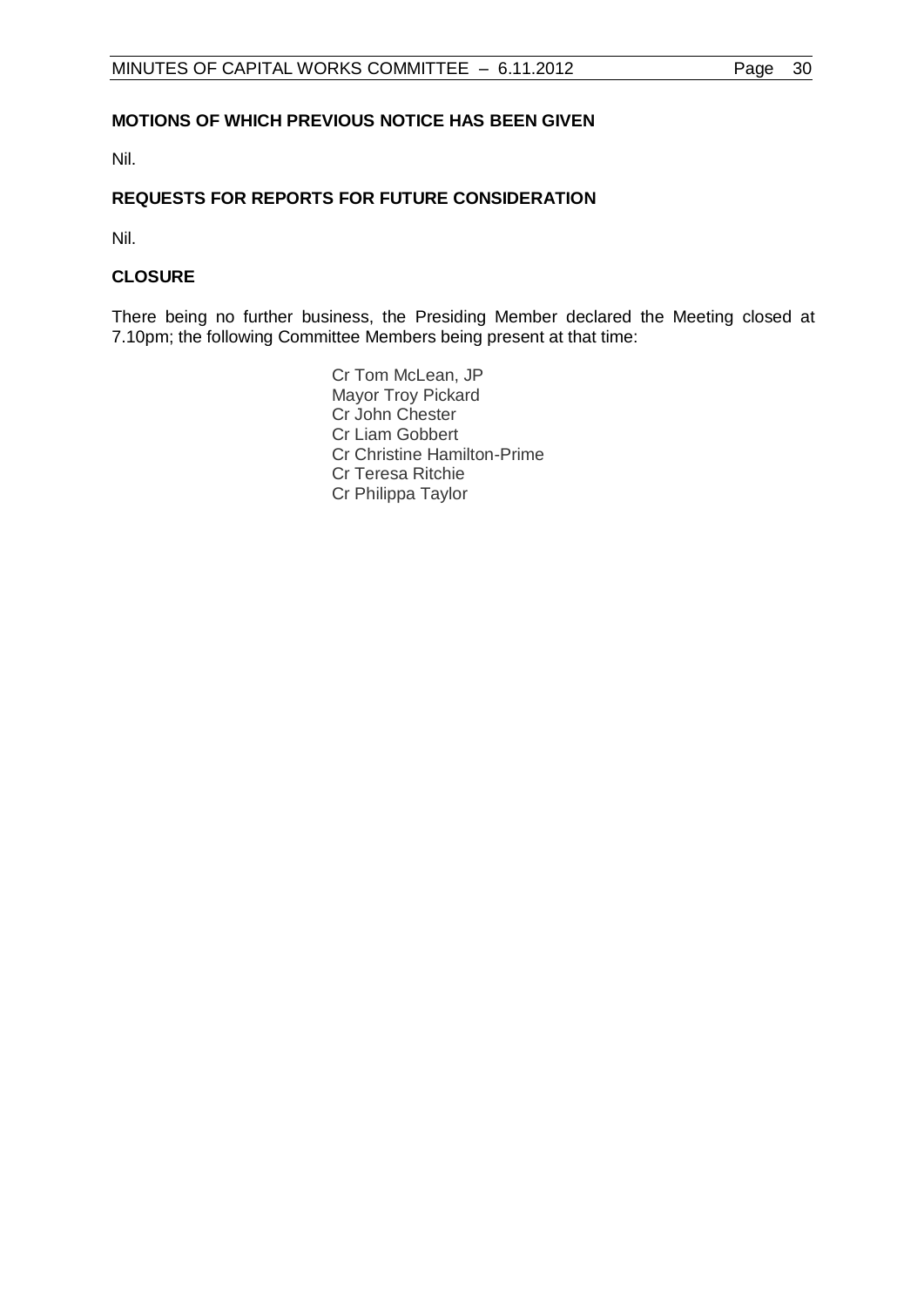## MOTIONS OF WHICH PREVIOUS NOTICE HAS BEEN GIVEN

Nil.

## REQUESTS FOR REPORTS FOR FUTURE CONSIDERATION

Nil.

## CLOSURE

There being no further business, the Presiding Member declared the Meeting closed at 7.10pm; the following Committee Members being present at that time:

Cr Tom McLean, JP
Mayor Troy Pickard
Cr John Chester
Cr Liam Gobbert
Cr Christine Hamilton-Prime
Cr Teresa Ritchie
Cr Philippa Taylor